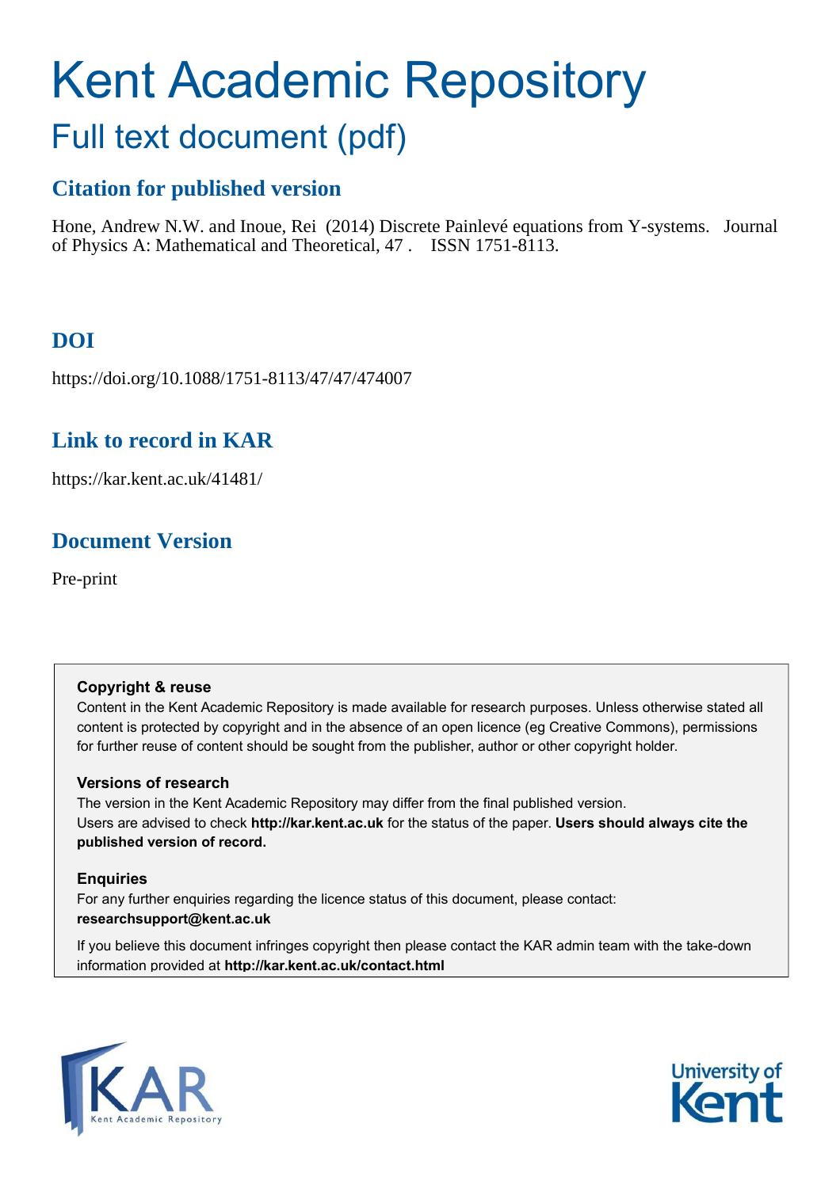# Kent Academic Repository

## Full text document (pdf)

### Citation for published version

Hone, Andrew N.W. and Inoue, Rei (2014) Discrete Painlevé equations from Y-systems. Journal of Physics A: Mathematical and Theoretical, 47 . ISSN 1751-8113.

### DOI

https://doi.org/10.1088/1751-8113/47/47/474007

### Link to record in KAR

https://kar.kent.ac.uk/41481/

### Document Version

Pre-print

**Copyright & reuse**

Content in the Kent Academic Repository is made available for research purposes. Unless otherwise stated all content is protected by copyright and in the absence of an open licence (eg Creative Commons), permissions for further reuse of content should be sought from the publisher, author or other copyright holder.

**Versions of research**

The version in the Kent Academic Repository may differ from the final published version. Users are advised to check **http://kar.kent.ac.uk** for the status of the paper. **Users should always cite the published version of record.**

**Enquiries**

For any further enquiries regarding the licence status of this document, please contact: **researchsupport@kent.ac.uk**

If you believe this document infringes copyright then please contact the KAR admin team with the take-down information provided at **http://kar.kent.ac.uk/contact.html**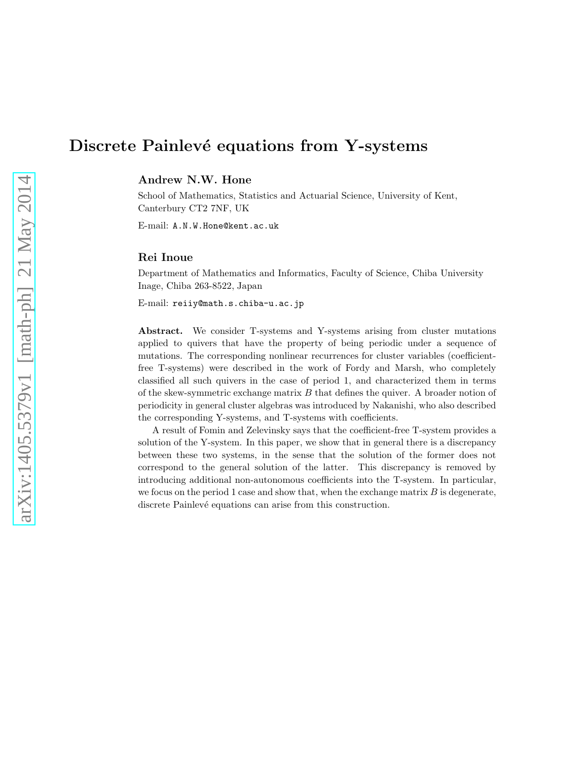# Discrete Painlevé equations from Y-systems

**Andrew N.W. Hone**

School of Mathematics, Statistics and Actuarial Science, University of Kent, Canterbury CT2 7NF, UK

E-mail: A.N.W.Hone@kent.ac.uk

**Rei Inoue**

Department of Mathematics and Informatics, Faculty of Science, Chiba University Inage, Chiba 263-8522, Japan

E-mail: reiiy@math.s.chiba-u.ac.jp

**Abstract.** We consider T-systems and Y-systems arising from cluster mutations applied to quivers that have the property of being periodic under a sequence of mutations. The corresponding nonlinear recurrences for cluster variables (coefficient-free T-systems) were described in the work of Fordy and Marsh, who completely classified all such quivers in the case of period 1, and characterized them in terms of the skew-symmetric exchange matrix $B$ that defines the quiver. A broader notion of periodicity in general cluster algebras was introduced by Nakanishi, who also described the corresponding Y-systems, and T-systems with coefficients.

A result of Fomin and Zelevinsky says that the coefficient-free T-system provides a solution of the Y-system. In this paper, we show that in general there is a discrepancy between these two systems, in the sense that the solution of the former does not correspond to the general solution of the latter. This discrepancy is removed by introducing additional non-autonomous coefficients into the T-system. In particular, we focus on the period 1 case and show that, when the exchange matrix $B$ is degenerate, discrete Painlevé equations can arise from this construction.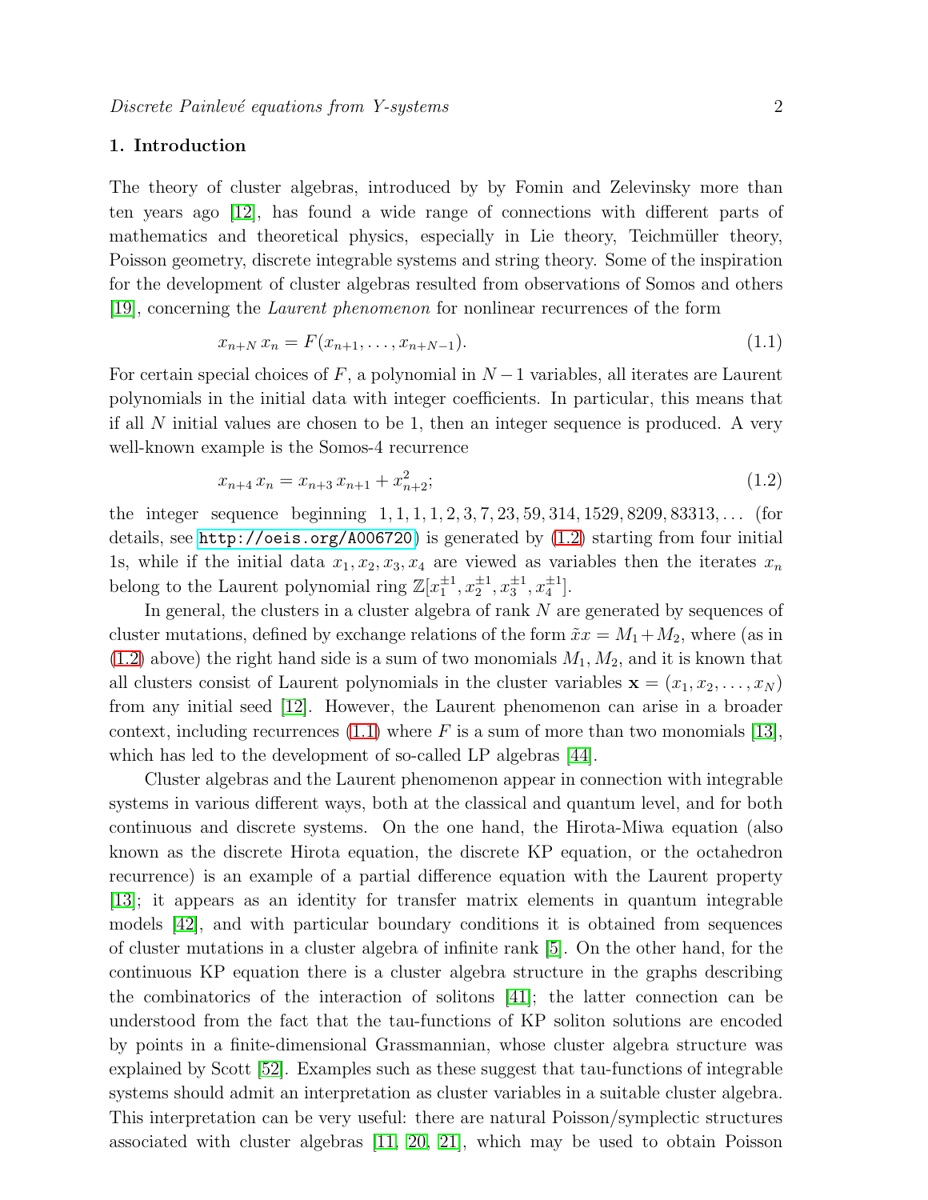## 1. Introduction

The theory of cluster algebras, introduced by by Fomin and Zelevinsky more than ten years ago [12], has found a wide range of connections with different parts of mathematics and theoretical physics, especially in Lie theory, Teichmüller theory, Poisson geometry, discrete integrable systems and string theory. Some of the inspiration for the development of cluster algebras resulted from observations of Somos and others [19], concerning the *Laurent phenomenon* for nonlinear recurrences of the form

$$x_{n+N}\, x_n = F(x_{n+1}, \ldots, x_{n+N-1}). \tag{1.1}$$

For certain special choices of $F$, a polynomial in $N-1$ variables, all iterates are Laurent polynomials in the initial data with integer coefficients. In particular, this means that if all $N$ initial values are chosen to be 1, then an integer sequence is produced. A very well-known example is the Somos-4 recurrence

$$x_{n+4}\, x_n = x_{n+3}\, x_{n+1} + x_{n+2}^2; \tag{1.2}$$

the integer sequence beginning $1, 1, 1, 1, 2, 3, 7, 23, 59, 314, 1529, 8209, 83313, \ldots$ (for details, see http://oeis.org/A006720) is generated by (1.2) starting from four initial 1s, while if the initial data $x_1, x_2, x_3, x_4$ are viewed as variables then the iterates $x_n$ belong to the Laurent polynomial ring $\mathbb{Z}[x_1^{\pm 1}, x_2^{\pm 1}, x_3^{\pm 1}, x_4^{\pm 1}]$.

In general, the clusters in a cluster algebra of rank $N$ are generated by sequences of cluster mutations, defined by exchange relations of the form $\tilde{x}x = M_1 + M_2$, where (as in (1.2) above) the right hand side is a sum of two monomials $M_1, M_2$, and it is known that all clusters consist of Laurent polynomials in the cluster variables $\mathbf{x} = (x_1, x_2, \ldots, x_N)$ from any initial seed [12]. However, the Laurent phenomenon can arise in a broader context, including recurrences (1.1) where $F$ is a sum of more than two monomials [13], which has led to the development of so-called LP algebras [44].

Cluster algebras and the Laurent phenomenon appear in connection with integrable systems in various different ways, both at the classical and quantum level, and for both continuous and discrete systems. On the one hand, the Hirota-Miwa equation (also known as the discrete Hirota equation, the discrete KP equation, or the octahedron recurrence) is an example of a partial difference equation with the Laurent property [13]; it appears as an identity for transfer matrix elements in quantum integrable models [42], and with particular boundary conditions it is obtained from sequences of cluster mutations in a cluster algebra of infinite rank [5]. On the other hand, for the continuous KP equation there is a cluster algebra structure in the graphs describing the combinatorics of the interaction of solitons [41]; the latter connection can be understood from the fact that the tau-functions of KP soliton solutions are encoded by points in a finite-dimensional Grassmannian, whose cluster algebra structure was explained by Scott [52]. Examples such as these suggest that tau-functions of integrable systems should admit an interpretation as cluster variables in a suitable cluster algebra. This interpretation can be very useful: there are natural Poisson/symplectic structures associated with cluster algebras [11, 20, 21], which may be used to obtain Poisson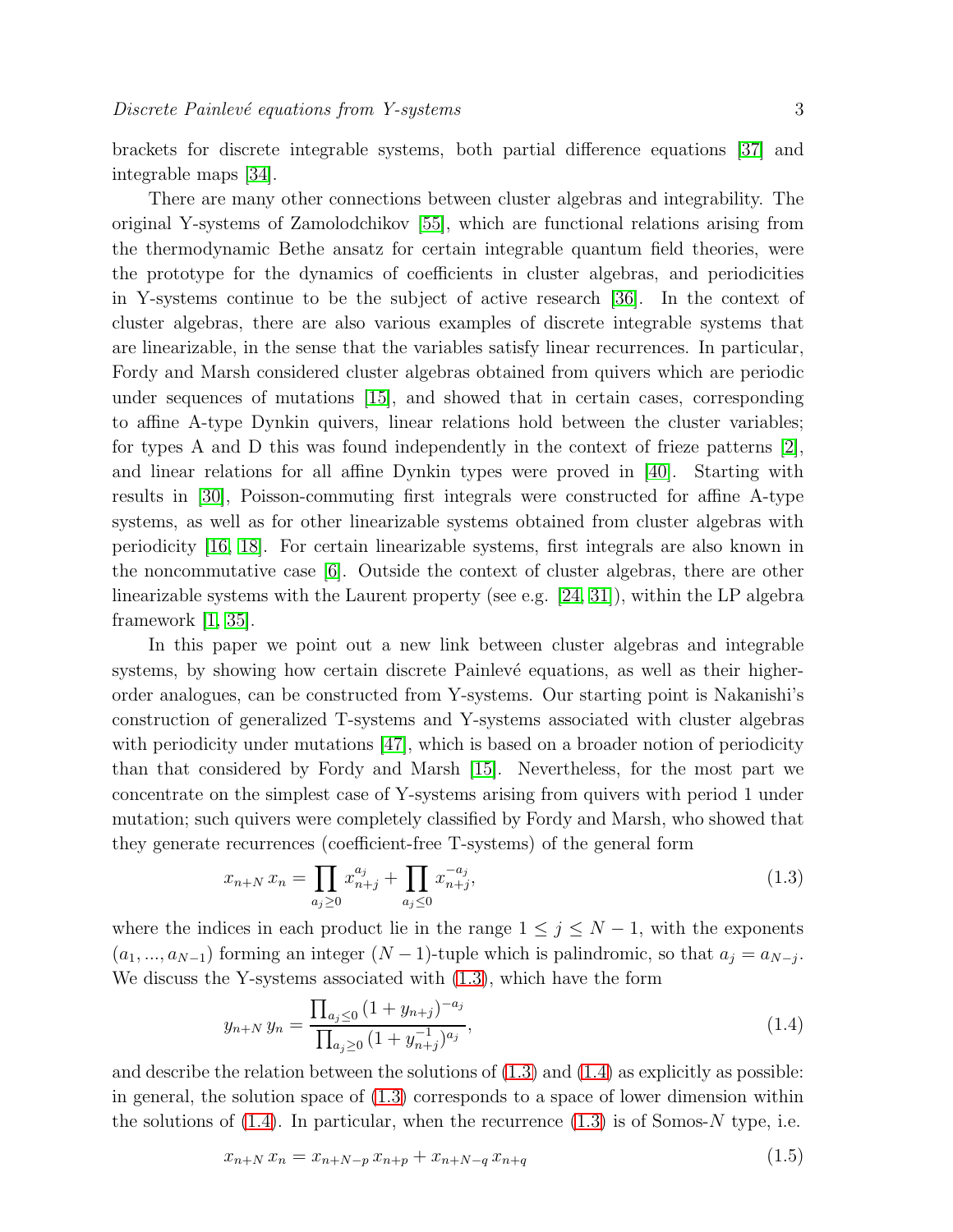brackets for discrete integrable systems, both partial difference equations [37] and integrable maps [34].

There are many other connections between cluster algebras and integrability. The original Y-systems of Zamolodchikov [55], which are functional relations arising from the thermodynamic Bethe ansatz for certain integrable quantum field theories, were the prototype for the dynamics of coefficients in cluster algebras, and periodicities in Y-systems continue to be the subject of active research [36]. In the context of cluster algebras, there are also various examples of discrete integrable systems that are linearizable, in the sense that the variables satisfy linear recurrences. In particular, Fordy and Marsh considered cluster algebras obtained from quivers which are periodic under sequences of mutations [15], and showed that in certain cases, corresponding to affine A-type Dynkin quivers, linear relations hold between the cluster variables; for types A and D this was found independently in the context of frieze patterns [2], and linear relations for all affine Dynkin types were proved in [40]. Starting with results in [30], Poisson-commuting first integrals were constructed for affine A-type systems, as well as for other linearizable systems obtained from cluster algebras with periodicity [16, 18]. For certain linearizable systems, first integrals are also known in the noncommutative case [6]. Outside the context of cluster algebras, there are other linearizable systems with the Laurent property (see e.g. [24, 31]), within the LP algebra framework [1, 35].

In this paper we point out a new link between cluster algebras and integrable systems, by showing how certain discrete Painlevé equations, as well as their higher-order analogues, can be constructed from Y-systems. Our starting point is Nakanishi's construction of generalized T-systems and Y-systems associated with cluster algebras with periodicity under mutations [47], which is based on a broader notion of periodicity than that considered by Fordy and Marsh [15]. Nevertheless, for the most part we concentrate on the simplest case of Y-systems arising from quivers with period 1 under mutation; such quivers were completely classified by Fordy and Marsh, who showed that they generate recurrences (coefficient-free T-systems) of the general form

$$x_{n+N}\, x_n = \prod_{a_j \geq 0} x_{n+j}^{a_j} + \prod_{a_j \leq 0} x_{n+j}^{-a_j}, \tag{1.3}$$

where the indices in each product lie in the range $1 \leq j \leq N-1$, with the exponents $(a_1, ..., a_{N-1})$ forming an integer $(N-1)$-tuple which is palindromic, so that $a_j = a_{N-j}$. We discuss the Y-systems associated with (1.3), which have the form

$$y_{n+N}\, y_n = \frac{\prod_{a_j \leq 0} (1 + y_{n+j})^{-a_j}}{\prod_{a_j \geq 0} (1 + y_{n+j}^{-1})^{a_j}}, \tag{1.4}$$

and describe the relation between the solutions of (1.3) and (1.4) as explicitly as possible: in general, the solution space of (1.3) corresponds to a space of lower dimension within the solutions of (1.4). In particular, when the recurrence (1.3) is of Somos-$N$ type, i.e.

$$x_{n+N}\, x_n = x_{n+N-p}\, x_{n+p} + x_{n+N-q}\, x_{n+q} \tag{1.5}$$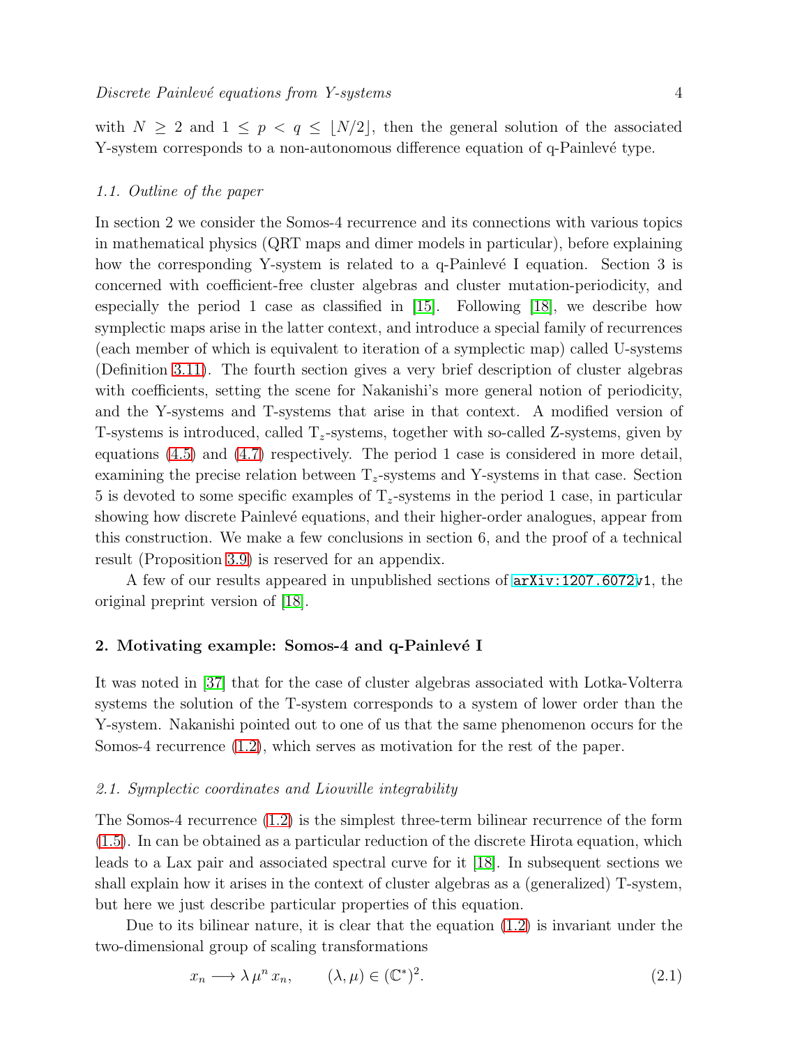with $N \geq 2$ and $1 \leq p < q \leq \lfloor N/2 \rfloor$, then the general solution of the associated Y-system corresponds to a non-autonomous difference equation of q-Painlevé type.

### *1.1. Outline of the paper*

In section 2 we consider the Somos-4 recurrence and its connections with various topics in mathematical physics (QRT maps and dimer models in particular), before explaining how the corresponding Y-system is related to a q-Painlevé I equation. Section 3 is concerned with coefficient-free cluster algebras and cluster mutation-periodicity, and especially the period 1 case as classified in [15]. Following [18], we describe how symplectic maps arise in the latter context, and introduce a special family of recurrences (each member of which is equivalent to iteration of a symplectic map) called U-systems (Definition 3.11). The fourth section gives a very brief description of cluster algebras with coefficients, setting the scene for Nakanishi's more general notion of periodicity, and the Y-systems and T-systems that arise in that context. A modified version of T-systems is introduced, called $\mathrm{T}_z$-systems, together with so-called Z-systems, given by equations (4.5) and (4.7) respectively. The period 1 case is considered in more detail, examining the precise relation between $\mathrm{T}_z$-systems and Y-systems in that case. Section 5 is devoted to some specific examples of $\mathrm{T}_z$-systems in the period 1 case, in particular showing how discrete Painlevé equations, and their higher-order analogues, appear from this construction. We make a few conclusions in section 6, and the proof of a technical result (Proposition 3.9) is reserved for an appendix.

A few of our results appeared in unpublished sections of arXiv:1207.6072v1, the original preprint version of [18].

## 2. Motivating example: Somos-4 and q-Painlevé I

It was noted in [37] that for the case of cluster algebras associated with Lotka-Volterra systems the solution of the T-system corresponds to a system of lower order than the Y-system. Nakanishi pointed out to one of us that the same phenomenon occurs for the Somos-4 recurrence (1.2), which serves as motivation for the rest of the paper.

### *2.1. Symplectic coordinates and Liouville integrability*

The Somos-4 recurrence (1.2) is the simplest three-term bilinear recurrence of the form (1.5). In can be obtained as a particular reduction of the discrete Hirota equation, which leads to a Lax pair and associated spectral curve for it [18]. In subsequent sections we shall explain how it arises in the context of cluster algebras as a (generalized) T-system, but here we just describe particular properties of this equation.

Due to its bilinear nature, it is clear that the equation (1.2) is invariant under the two-dimensional group of scaling transformations

$$x_n \longrightarrow \lambda\, \mu^n\, x_n, \qquad (\lambda, \mu) \in (\mathbb{C}^*)^2. \tag{2.1}$$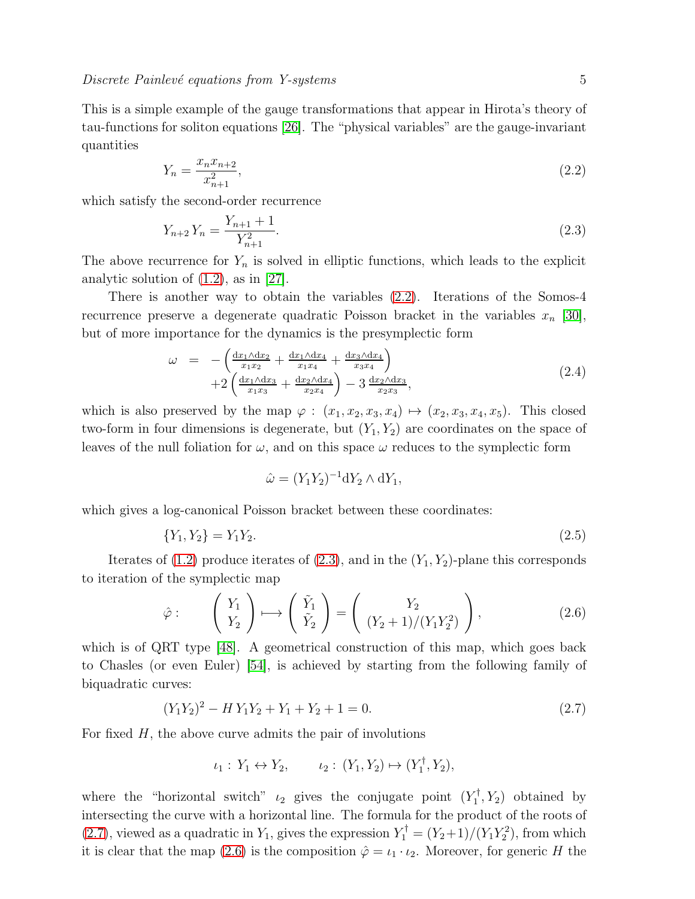This is a simple example of the gauge transformations that appear in Hirota's theory of tau-functions for soliton equations [26]. The "physical variables" are the gauge-invariant quantities

$$Y_n = \frac{x_n x_{n+2}}{x_{n+1}^2}, \tag{2.2}$$

which satisfy the second-order recurrence

$$Y_{n+2}\, Y_n = \frac{Y_{n+1}+1}{Y_{n+1}^2}. \tag{2.3}$$

The above recurrence for $Y_n$ is solved in elliptic functions, which leads to the explicit analytic solution of (1.2), as in [27].

There is another way to obtain the variables (2.2). Iterations of the Somos-4 recurrence preserve a degenerate quadratic Poisson bracket in the variables $x_n$ [30], but of more importance for the dynamics is the presymplectic form

$$\begin{aligned} \omega &= -\left(\tfrac{\mathrm{d}x_1\wedge\mathrm{d}x_2}{x_1x_2} + \tfrac{\mathrm{d}x_1\wedge\mathrm{d}x_4}{x_1x_4} + \tfrac{\mathrm{d}x_3\wedge\mathrm{d}x_4}{x_3x_4}\right) \\ &\quad +2\left(\tfrac{\mathrm{d}x_1\wedge\mathrm{d}x_3}{x_1x_3} + \tfrac{\mathrm{d}x_2\wedge\mathrm{d}x_4}{x_2x_4}\right) - 3\,\tfrac{\mathrm{d}x_2\wedge\mathrm{d}x_3}{x_2x_3}, \end{aligned} \tag{2.4}$$

which is also preserved by the map $\varphi:\ (x_1,x_2,x_3,x_4)\mapsto(x_2,x_3,x_4,x_5)$. This closed two-form in four dimensions is degenerate, but $(Y_1,Y_2)$ are coordinates on the space of leaves of the null foliation for $\omega$, and on this space $\omega$ reduces to the symplectic form

$$\hat{\omega} = (Y_1Y_2)^{-1}\mathrm{d}Y_2\wedge\mathrm{d}Y_1,$$

which gives a log-canonical Poisson bracket between these coordinates:

$$\{Y_1,Y_2\} = Y_1Y_2. \tag{2.5}$$

Iterates of (1.2) produce iterates of (2.3), and in the $(Y_1,Y_2)$-plane this corresponds to iteration of the symplectic map

$$\hat{\varphi}:\qquad \begin{pmatrix} Y_1 \\ Y_2 \end{pmatrix} \longmapsto \begin{pmatrix} \tilde{Y}_1 \\ \tilde{Y}_2 \end{pmatrix} = \begin{pmatrix} Y_2 \\ (Y_2+1)/(Y_1Y_2^2) \end{pmatrix}, \tag{2.6}$$

which is of QRT type [48]. A geometrical construction of this map, which goes back to Chasles (or even Euler) [54], is achieved by starting from the following family of biquadratic curves:

$$(Y_1Y_2)^2 - H\,Y_1Y_2 + Y_1 + Y_2 + 1 = 0. \tag{2.7}$$

For fixed $H$, the above curve admits the pair of involutions

$$\iota_1:\ Y_1\leftrightarrow Y_2, \qquad \iota_2:\ (Y_1,Y_2)\mapsto(Y_1^{\dagger},Y_2),$$

where the "horizontal switch" $\iota_2$ gives the conjugate point $(Y_1^{\dagger},Y_2)$ obtained by intersecting the curve with a horizontal line. The formula for the product of the roots of (2.7), viewed as a quadratic in $Y_1$, gives the expression $Y_1^{\dagger} = (Y_2+1)/(Y_1Y_2^2)$, from which it is clear that the map (2.6) is the composition $\hat{\varphi} = \iota_1\cdot\iota_2$. Moreover, for generic $H$ the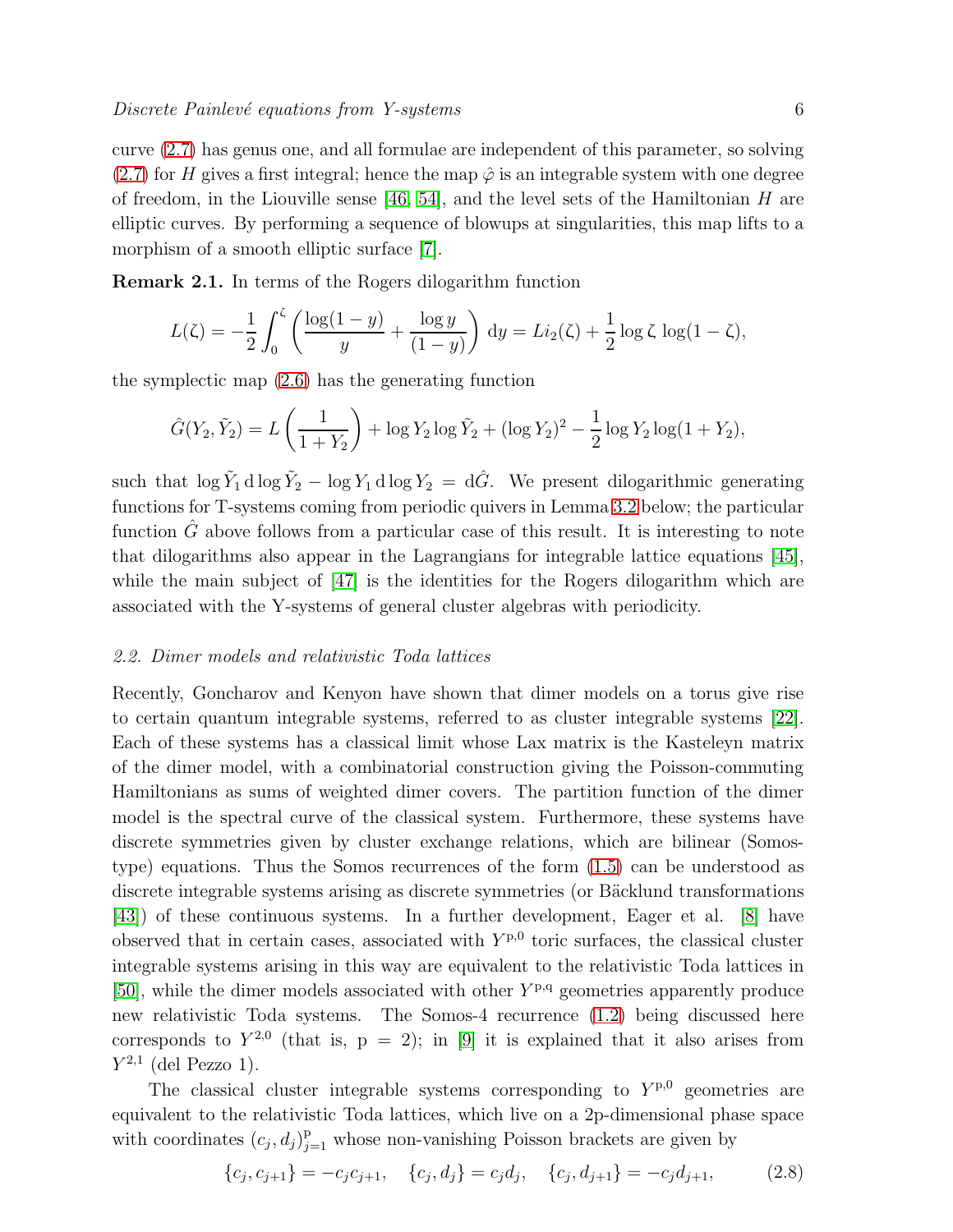curve (2.7) has genus one, and all formulae are independent of this parameter, so solving (2.7) for $H$ gives a first integral; hence the map $\hat{\varphi}$ is an integrable system with one degree of freedom, in the Liouville sense [46, 54], and the level sets of the Hamiltonian $H$ are elliptic curves. By performing a sequence of blowups at singularities, this map lifts to a morphism of a smooth elliptic surface [7].

**Remark 2.1.** In terms of the Rogers dilogarithm function

$$L(\zeta) = -\frac{1}{2}\int_0^\zeta \left(\frac{\log(1-y)}{y} + \frac{\log y}{(1-y)}\right)\,\mathrm{d}y = Li_2(\zeta) + \frac{1}{2}\log\zeta\,\log(1-\zeta),$$

the symplectic map (2.6) has the generating function

$$\hat{G}(Y_2,\tilde{Y}_2) = L\left(\frac{1}{1+Y_2}\right) + \log Y_2 \log \tilde{Y}_2 + (\log Y_2)^2 - \frac{1}{2}\log Y_2 \log(1+Y_2),$$

such that $\log\tilde{Y}_1\,\mathrm{d}\log\tilde{Y}_2 - \log Y_1\,\mathrm{d}\log Y_2 = \mathrm{d}\hat{G}$. We present dilogarithmic generating functions for T-systems coming from periodic quivers in Lemma 3.2 below; the particular function $\hat{G}$ above follows from a particular case of this result. It is interesting to note that dilogarithms also appear in the Lagrangians for integrable lattice equations [45], while the main subject of [47] is the identities for the Rogers dilogarithm which are associated with the Y-systems of general cluster algebras with periodicity.

### *2.2. Dimer models and relativistic Toda lattices*

Recently, Goncharov and Kenyon have shown that dimer models on a torus give rise to certain quantum integrable systems, referred to as cluster integrable systems [22]. Each of these systems has a classical limit whose Lax matrix is the Kasteleyn matrix of the dimer model, with a combinatorial construction giving the Poisson-commuting Hamiltonians as sums of weighted dimer covers. The partition function of the dimer model is the spectral curve of the classical system. Furthermore, these systems have discrete symmetries given by cluster exchange relations, which are bilinear (Somos-type) equations. Thus the Somos recurrences of the form (1.5) can be understood as discrete integrable systems arising as discrete symmetries (or Bäcklund transformations [43]) of these continuous systems. In a further development, Eager et al. [8] have observed that in certain cases, associated with $Y^{\mathrm{p},0}$ toric surfaces, the classical cluster integrable systems arising in this way are equivalent to the relativistic Toda lattices in [50], while the dimer models associated with other $Y^{\mathrm{p},\mathrm{q}}$ geometries apparently produce new relativistic Toda systems. The Somos-4 recurrence (1.2) being discussed here corresponds to $Y^{2,0}$ (that is, $\mathrm{p}=2$); in [9] it is explained that it also arises from $Y^{2,1}$ (del Pezzo 1).

The classical cluster integrable systems corresponding to $Y^{\mathrm{p},0}$ geometries are equivalent to the relativistic Toda lattices, which live on a 2p-dimensional phase space with coordinates $(c_j, d_j)_{j=1}^{\mathrm{p}}$ whose non-vanishing Poisson brackets are given by

$$\{c_j, c_{j+1}\} = -c_j c_{j+1}, \quad \{c_j, d_j\} = c_j d_j, \quad \{c_j, d_{j+1}\} = -c_j d_{j+1}, \qquad (2.8)$$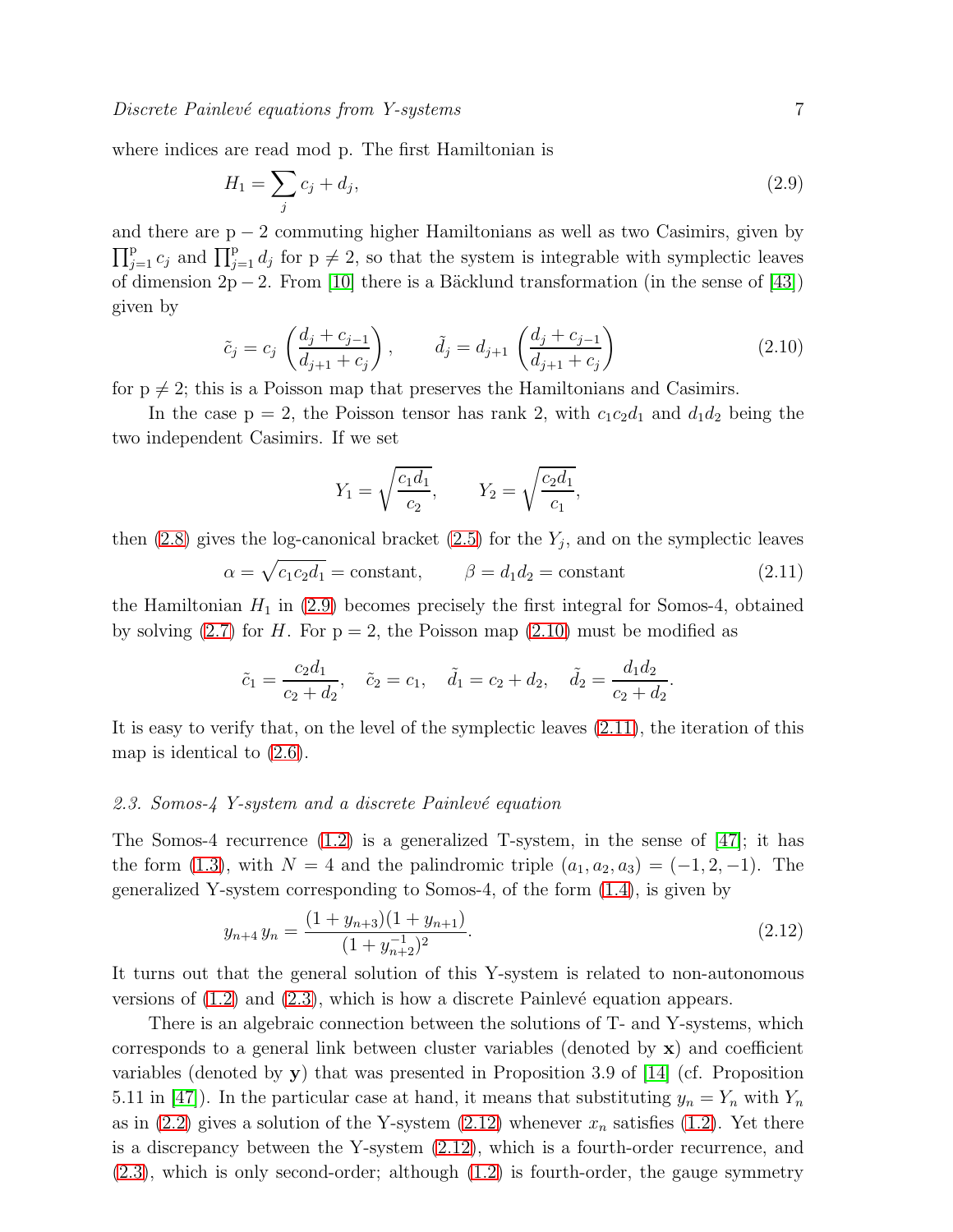where indices are read mod p. The first Hamiltonian is

$$H_1 = \sum_j c_j + d_j, \tag{2.9}$$

and there are $\mathrm{p}-2$ commuting higher Hamiltonians as well as two Casimirs, given by $\prod_{j=1}^{\mathrm{p}} c_j$ and $\prod_{j=1}^{\mathrm{p}} d_j$ for $\mathrm{p} \neq 2$, so that the system is integrable with symplectic leaves of dimension $2\mathrm{p}-2$. From [10] there is a Bäcklund transformation (in the sense of [43]) given by

$$\tilde{c}_j = c_j \left( \frac{d_j + c_{j-1}}{d_{j+1} + c_j} \right), \qquad \tilde{d}_j = d_{j+1} \left( \frac{d_j + c_{j-1}}{d_{j+1} + c_j} \right) \tag{2.10}$$

for $\mathrm{p} \neq 2$; this is a Poisson map that preserves the Hamiltonians and Casimirs.

In the case $\mathrm{p} = 2$, the Poisson tensor has rank 2, with $c_1c_2d_1$ and $d_1d_2$ being the two independent Casimirs. If we set

$$Y_1 = \sqrt{\frac{c_1 d_1}{c_2}}, \qquad Y_2 = \sqrt{\frac{c_2 d_1}{c_1}},$$

then (2.8) gives the log-canonical bracket (2.5) for the $Y_j$, and on the symplectic leaves

$$\alpha = \sqrt{c_1 c_2 d_1} = \text{constant}, \qquad \beta = d_1 d_2 = \text{constant} \tag{2.11}$$

the Hamiltonian $H_1$ in (2.9) becomes precisely the first integral for Somos-4, obtained by solving (2.7) for $H$. For $\mathrm{p} = 2$, the Poisson map (2.10) must be modified as

$$\tilde{c}_1 = \frac{c_2 d_1}{c_2 + d_2}, \quad \tilde{c}_2 = c_1, \quad \tilde{d}_1 = c_2 + d_2, \quad \tilde{d}_2 = \frac{d_1 d_2}{c_2 + d_2}.$$

It is easy to verify that, on the level of the symplectic leaves (2.11), the iteration of this map is identical to (2.6).

### 2.3. Somos-4 Y-system and a discrete Painlevé equation

The Somos-4 recurrence (1.2) is a generalized T-system, in the sense of [47]; it has the form (1.3), with $N = 4$ and the palindromic triple $(a_1, a_2, a_3) = (-1, 2, -1)$. The generalized Y-system corresponding to Somos-4, of the form (1.4), is given by

$$y_{n+4}\, y_n = \frac{(1 + y_{n+3})(1 + y_{n+1})}{(1 + y_{n+2}^{-1})^2}. \tag{2.12}$$

It turns out that the general solution of this Y-system is related to non-autonomous versions of (1.2) and (2.3), which is how a discrete Painlevé equation appears.

There is an algebraic connection between the solutions of T- and Y-systems, which corresponds to a general link between cluster variables (denoted by $\mathbf{x}$) and coefficient variables (denoted by $\mathbf{y}$) that was presented in Proposition 3.9 of [14] (cf. Proposition 5.11 in [47]). In the particular case at hand, it means that substituting $y_n = Y_n$ with $Y_n$ as in (2.2) gives a solution of the Y-system (2.12) whenever $x_n$ satisfies (1.2). Yet there is a discrepancy between the Y-system (2.12), which is a fourth-order recurrence, and (2.3), which is only second-order; although (1.2) is fourth-order, the gauge symmetry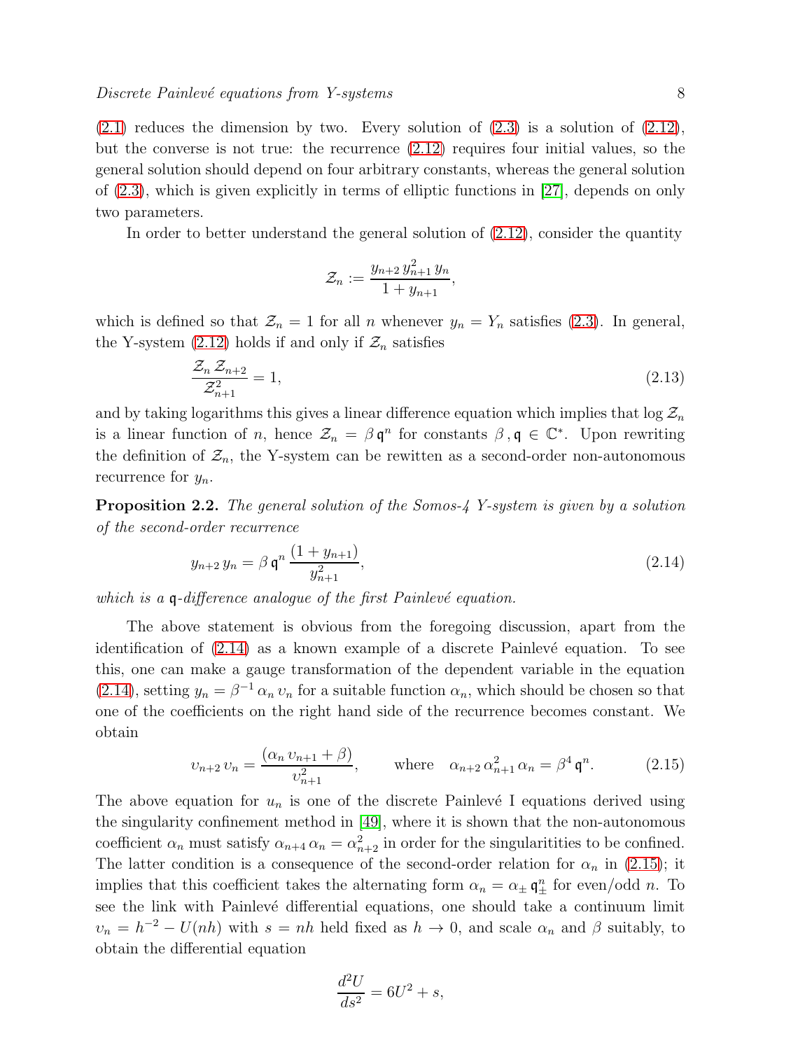(2.1) reduces the dimension by two. Every solution of (2.3) is a solution of (2.12), but the converse is not true: the recurrence (2.12) requires four initial values, so the general solution should depend on four arbitrary constants, whereas the general solution of (2.3), which is given explicitly in terms of elliptic functions in [27], depends on only two parameters.

In order to better understand the general solution of (2.12), consider the quantity

$$\mathcal{Z}_n := \frac{y_{n+2}\, y_{n+1}^2\, y_n}{1+y_{n+1}},$$

which is defined so that $\mathcal{Z}_n = 1$ for all $n$ whenever $y_n = Y_n$ satisfies (2.3). In general, the Y-system (2.12) holds if and only if $\mathcal{Z}_n$ satisfies

$$\frac{\mathcal{Z}_n\, \mathcal{Z}_{n+2}}{\mathcal{Z}_{n+1}^2} = 1, \tag{2.13}$$

and by taking logarithms this gives a linear difference equation which implies that $\log \mathcal{Z}_n$ is a linear function of $n$, hence $\mathcal{Z}_n = \beta\, \mathfrak{q}^n$ for constants $\beta\,, \mathfrak{q} \in \mathbb{C}^*$. Upon rewriting the definition of $\mathcal{Z}_n$, the Y-system can be rewritten as a second-order non-autonomous recurrence for $y_n$.

**Proposition 2.2.** *The general solution of the Somos-4 Y-system is given by a solution of the second-order recurrence*

$$y_{n+2}\, y_n = \beta\, \mathfrak{q}^n\, \frac{(1+y_{n+1})}{y_{n+1}^2}, \tag{2.14}$$

*which is a* $\mathfrak{q}$*-difference analogue of the first Painlevé equation.*

The above statement is obvious from the foregoing discussion, apart from the identification of (2.14) as a known example of a discrete Painlevé equation. To see this, one can make a gauge transformation of the dependent variable in the equation (2.14), setting $y_n = \beta^{-1}\, \alpha_n\, \upsilon_n$ for a suitable function $\alpha_n$, which should be chosen so that one of the coefficients on the right hand side of the recurrence becomes constant. We obtain

$$\upsilon_{n+2}\, \upsilon_n = \frac{(\alpha_n\, \upsilon_{n+1} + \beta)}{\upsilon_{n+1}^2}, \qquad \text{where} \quad \alpha_{n+2}\, \alpha_{n+1}^2\, \alpha_n = \beta^4\, \mathfrak{q}^n. \tag{2.15}$$

The above equation for $u_n$ is one of the discrete Painlevé I equations derived using the singularity confinement method in [49], where it is shown that the non-autonomous coefficient $\alpha_n$ must satisfy $\alpha_{n+4}\, \alpha_n = \alpha_{n+2}^2$ in order for the singularitities to be confined. The latter condition is a consequence of the second-order relation for $\alpha_n$ in (2.15); it implies that this coefficient takes the alternating form $\alpha_n = \alpha_\pm\, \mathfrak{q}_\pm^n$ for even/odd $n$. To see the link with Painlevé differential equations, one should take a continuum limit $\upsilon_n = h^{-2} - U(nh)$ with $s = nh$ held fixed as $h \to 0$, and scale $\alpha_n$ and $\beta$ suitably, to obtain the differential equation

$$\frac{d^2U}{ds^2} = 6U^2 + s,$$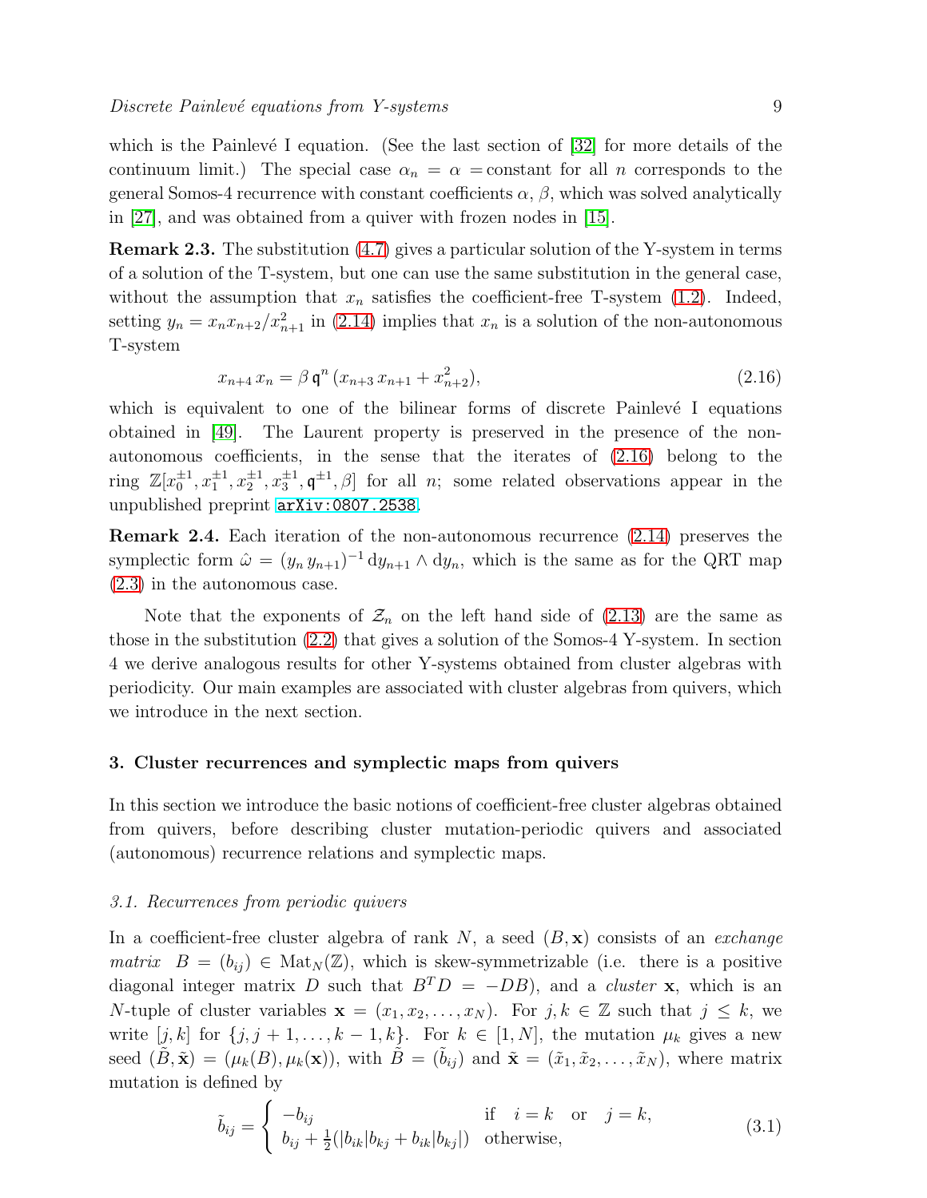which is the Painlevé I equation. (See the last section of [32] for more details of the continuum limit.) The special case $\alpha_n = \alpha =$constant for all $n$ corresponds to the general Somos-4 recurrence with constant coefficients $\alpha$, $\beta$, which was solved analytically in [27], and was obtained from a quiver with frozen nodes in [15].

**Remark 2.3.** The substitution (4.7) gives a particular solution of the Y-system in terms of a solution of the T-system, but one can use the same substitution in the general case, without the assumption that $x_n$ satisfies the coefficient-free T-system (1.2). Indeed, setting $y_n = x_n x_{n+2}/x_{n+1}^2$ in (2.14) implies that $x_n$ is a solution of the non-autonomous T-system

$$x_{n+4}\, x_n = \beta\, \mathfrak{q}^n\, (x_{n+3}\, x_{n+1} + x_{n+2}^2), \tag{2.16}$$

which is equivalent to one of the bilinear forms of discrete Painlevé I equations obtained in [49]. The Laurent property is preserved in the presence of the non-autonomous coefficients, in the sense that the iterates of (2.16) belong to the ring $\mathbb{Z}[x_0^{\pm 1}, x_1^{\pm 1}, x_2^{\pm 1}, x_3^{\pm 1}, \mathfrak{q}^{\pm 1}, \beta]$ for all $n$; some related observations appear in the unpublished preprint arXiv:0807.2538.

**Remark 2.4.** Each iteration of the non-autonomous recurrence (2.14) preserves the symplectic form $\hat{\omega} = (y_n\, y_{n+1})^{-1}\, \mathrm{d}y_{n+1} \wedge \mathrm{d}y_n$, which is the same as for the QRT map (2.3) in the autonomous case.

Note that the exponents of $\mathcal{Z}_n$ on the left hand side of (2.13) are the same as those in the substitution (2.2) that gives a solution of the Somos-4 Y-system. In section 4 we derive analogous results for other Y-systems obtained from cluster algebras with periodicity. Our main examples are associated with cluster algebras from quivers, which we introduce in the next section.

## 3. Cluster recurrences and symplectic maps from quivers

In this section we introduce the basic notions of coefficient-free cluster algebras obtained from quivers, before describing cluster mutation-periodic quivers and associated (autonomous) recurrence relations and symplectic maps.

### 3.1. Recurrences from periodic quivers

In a coefficient-free cluster algebra of rank $N$, a seed $(B, \mathbf{x})$ consists of an *exchange matrix* $B = (b_{ij}) \in \mathrm{Mat}_N(\mathbb{Z})$, which is skew-symmetrizable (i.e. there is a positive diagonal integer matrix $D$ such that $B^T D = -DB$), and a *cluster* $\mathbf{x}$, which is an $N$-tuple of cluster variables $\mathbf{x} = (x_1, x_2, \ldots, x_N)$. For $j, k \in \mathbb{Z}$ such that $j \leq k$, we write $[j, k]$ for $\{j, j+1, \ldots, k-1, k\}$. For $k \in [1, N]$, the mutation $\mu_k$ gives a new seed $(\tilde{B}, \tilde{\mathbf{x}}) = (\mu_k(B), \mu_k(\mathbf{x}))$, with $\tilde{B} = (\tilde{b}_{ij})$ and $\tilde{\mathbf{x}} = (\tilde{x}_1, \tilde{x}_2, \ldots, \tilde{x}_N)$, where matrix mutation is defined by

$$\tilde{b}_{ij} = \begin{cases} -b_{ij} & \text{if} \quad i = k \quad \text{or} \quad j = k, \\ b_{ij} + \frac{1}{2}(|b_{ik}| b_{kj} + b_{ik} |b_{kj}|) & \text{otherwise,} \end{cases} \tag{3.1}$$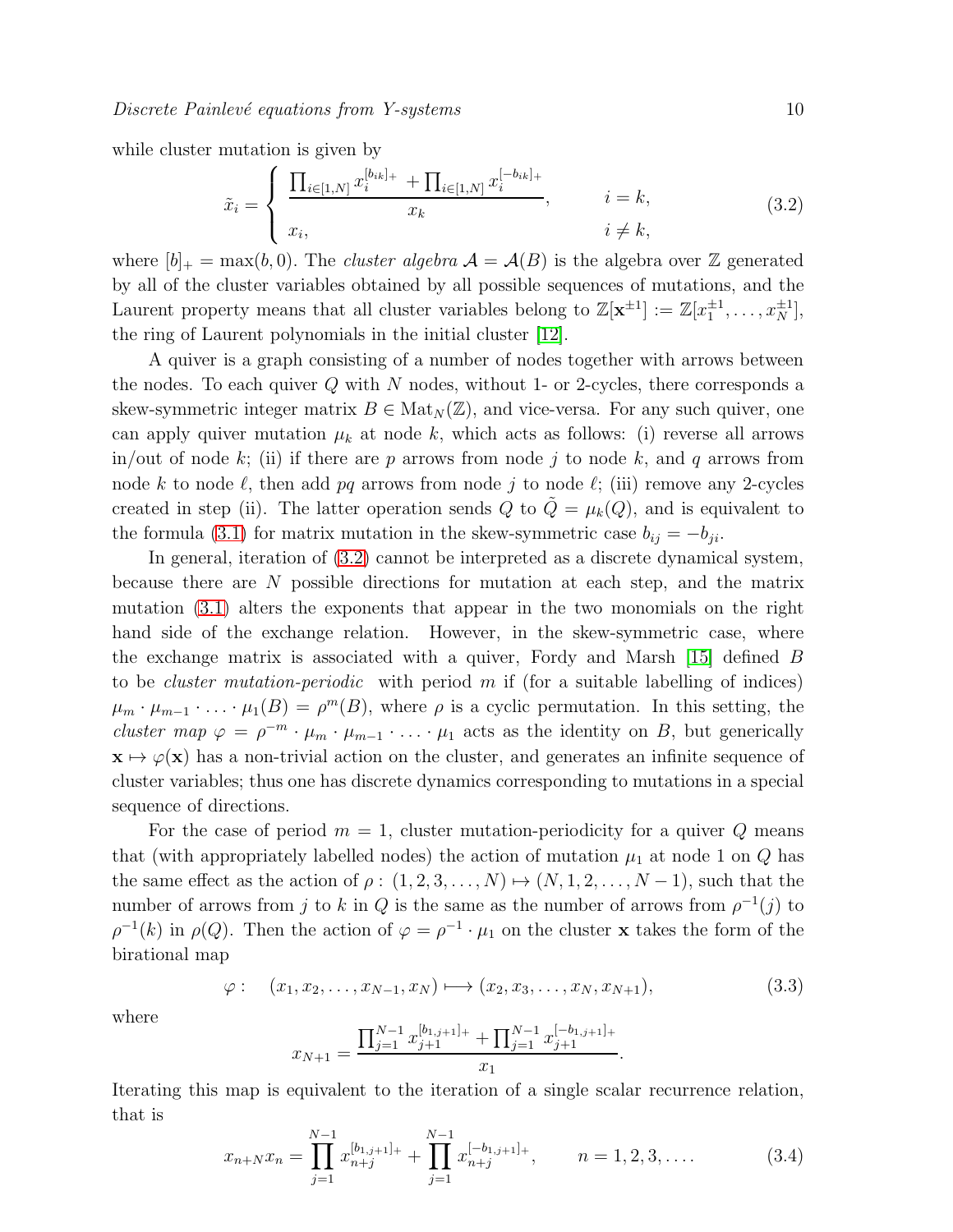while cluster mutation is given by

$$\tilde{x}_i = \begin{cases} \dfrac{\prod_{i\in[1,N]} x_i^{[b_{ik}]_+} + \prod_{i\in[1,N]} x_i^{[-b_{ik}]_+}}{x_k}, & i = k, \\ x_i, & i \neq k, \end{cases} \tag{3.2}$$

where $[b]_+ = \max(b, 0)$. The *cluster algebra* $\mathcal{A} = \mathcal{A}(B)$ is the algebra over $\mathbb{Z}$ generated by all of the cluster variables obtained by all possible sequences of mutations, and the Laurent property means that all cluster variables belong to $\mathbb{Z}[\mathbf{x}^{\pm 1}] := \mathbb{Z}[x_1^{\pm 1}, \dots, x_N^{\pm 1}]$, the ring of Laurent polynomials in the initial cluster [12].

A quiver is a graph consisting of a number of nodes together with arrows between the nodes. To each quiver $Q$ with $N$ nodes, without 1- or 2-cycles, there corresponds a skew-symmetric integer matrix $B \in \mathrm{Mat}_N(\mathbb{Z})$, and vice-versa. For any such quiver, one can apply quiver mutation $\mu_k$ at node $k$, which acts as follows: (i) reverse all arrows in/out of node $k$; (ii) if there are $p$ arrows from node $j$ to node $k$, and $q$ arrows from node $k$ to node $\ell$, then add $pq$ arrows from node $j$ to node $\ell$; (iii) remove any 2-cycles created in step (ii). The latter operation sends $Q$ to $\tilde{Q} = \mu_k(Q)$, and is equivalent to the formula (3.1) for matrix mutation in the skew-symmetric case $b_{ij} = -b_{ji}$.

In general, iteration of (3.2) cannot be interpreted as a discrete dynamical system, because there are $N$ possible directions for mutation at each step, and the matrix mutation (3.1) alters the exponents that appear in the two monomials on the right hand side of the exchange relation. However, in the skew-symmetric case, where the exchange matrix is associated with a quiver, Fordy and Marsh [15] defined $B$ to be *cluster mutation-periodic* with period $m$ if (for a suitable labelling of indices) $\mu_m \cdot \mu_{m-1} \cdot \ldots \cdot \mu_1(B) = \rho^m(B)$, where $\rho$ is a cyclic permutation. In this setting, the *cluster map* $\varphi = \rho^{-m} \cdot \mu_m \cdot \mu_{m-1} \cdot \ldots \cdot \mu_1$ acts as the identity on $B$, but generically $\mathbf{x} \mapsto \varphi(\mathbf{x})$ has a non-trivial action on the cluster, and generates an infinite sequence of cluster variables; thus one has discrete dynamics corresponding to mutations in a special sequence of directions.

For the case of period $m = 1$, cluster mutation-periodicity for a quiver $Q$ means that (with appropriately labelled nodes) the action of mutation $\mu_1$ at node 1 on $Q$ has the same effect as the action of $\rho : (1, 2, 3, \dots, N) \mapsto (N, 1, 2, \dots, N-1)$, such that the number of arrows from $j$ to $k$ in $Q$ is the same as the number of arrows from $\rho^{-1}(j)$ to $\rho^{-1}(k)$ in $\rho(Q)$. Then the action of $\varphi = \rho^{-1} \cdot \mu_1$ on the cluster $\mathbf{x}$ takes the form of the birational map

$$\varphi : \quad (x_1, x_2, \dots, x_{N-1}, x_N) \longmapsto (x_2, x_3, \dots, x_N, x_{N+1}), \tag{3.3}$$

where

$$x_{N+1} = \frac{\prod_{j=1}^{N-1} x_{j+1}^{[b_{1,j+1}]_+} + \prod_{j=1}^{N-1} x_{j+1}^{[-b_{1,j+1}]_+}}{x_1}.$$

Iterating this map is equivalent to the iteration of a single scalar recurrence relation, that is

$$x_{n+N} x_n = \prod_{j=1}^{N-1} x_{n+j}^{[b_{1,j+1}]_+} + \prod_{j=1}^{N-1} x_{n+j}^{[-b_{1,j+1}]_+}, \qquad n = 1, 2, 3, \dots. \tag{3.4}$$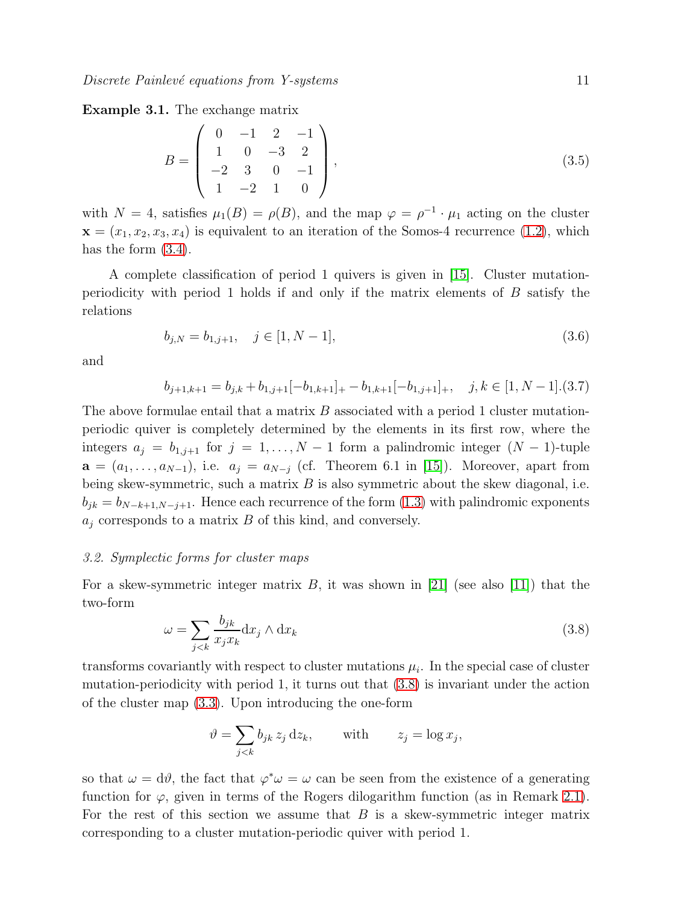**Example 3.1.** The exchange matrix

$$B = \begin{pmatrix} 0 & -1 & 2 & -1 \\ 1 & 0 & -3 & 2 \\ -2 & 3 & 0 & -1 \\ 1 & -2 & 1 & 0 \end{pmatrix}, \tag{3.5}$$

with $N = 4$, satisfies $\mu_1(B) = \rho(B)$, and the map $\varphi = \rho^{-1} \cdot \mu_1$ acting on the cluster $\mathbf{x} = (x_1, x_2, x_3, x_4)$ is equivalent to an iteration of the Somos-4 recurrence (1.2), which has the form (3.4).

A complete classification of period 1 quivers is given in [15]. Cluster mutation-periodicity with period 1 holds if and only if the matrix elements of $B$ satisfy the relations

$$b_{j,N} = b_{1,j+1}, \quad j \in [1, N-1], \tag{3.6}$$

and

$$b_{j+1,k+1} = b_{j,k} + b_{1,j+1}[-b_{1,k+1}]_+ - b_{1,k+1}[-b_{1,j+1}]_+, \quad j,k \in [1, N-1]. \tag{3.7}$$

The above formulae entail that a matrix $B$ associated with a period 1 cluster mutation-periodic quiver is completely determined by the elements in its first row, where the integers $a_j = b_{1,j+1}$ for $j = 1, \ldots, N-1$ form a palindromic integer $(N-1)$-tuple $\mathbf{a} = (a_1, \ldots, a_{N-1})$, i.e. $a_j = a_{N-j}$ (cf. Theorem 6.1 in [15]). Moreover, apart from being skew-symmetric, such a matrix $B$ is also symmetric about the skew diagonal, i.e. $b_{jk} = b_{N-k+1,N-j+1}$. Hence each recurrence of the form (1.3) with palindromic exponents $a_j$ corresponds to a matrix $B$ of this kind, and conversely.

### *3.2. Symplectic forms for cluster maps*

For a skew-symmetric integer matrix $B$, it was shown in [21] (see also [11]) that the two-form

$$\omega = \sum_{j<k} \frac{b_{jk}}{x_j x_k} \mathrm{d}x_j \wedge \mathrm{d}x_k \tag{3.8}$$

transforms covariantly with respect to cluster mutations $\mu_i$. In the special case of cluster mutation-periodicity with period 1, it turns out that (3.8) is invariant under the action of the cluster map (3.3). Upon introducing the one-form

$$\vartheta = \sum_{j<k} b_{jk}\, z_j \, \mathrm{d}z_k, \qquad \text{with} \qquad z_j = \log x_j,$$

so that $\omega = \mathrm{d}\vartheta$, the fact that $\varphi^* \omega = \omega$ can be seen from the existence of a generating function for $\varphi$, given in terms of the Rogers dilogarithm function (as in Remark 2.1). For the rest of this section we assume that $B$ is a skew-symmetric integer matrix corresponding to a cluster mutation-periodic quiver with period 1.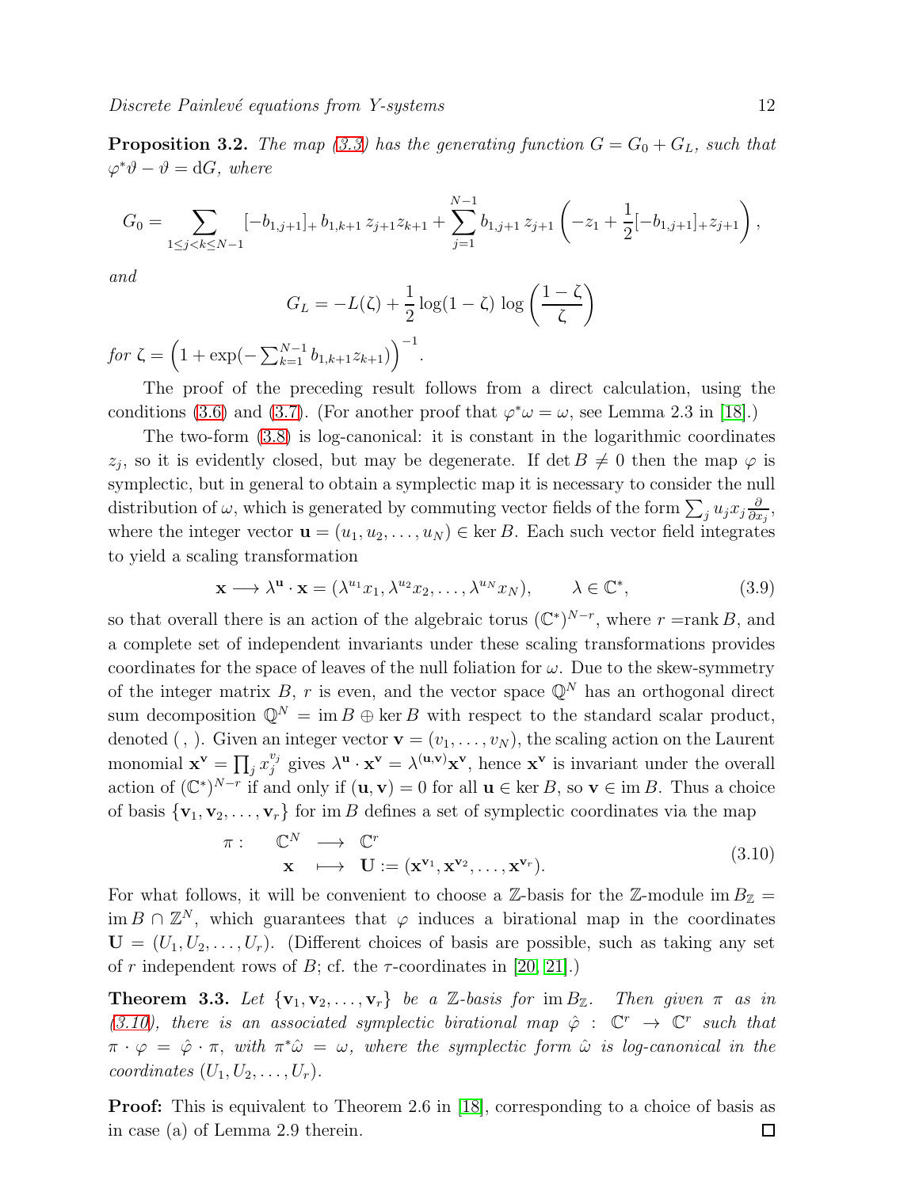**Proposition 3.2.** *The map (3.3) has the generating function $G = G_0 + G_L$, such that $\varphi^*\vartheta - \vartheta = \mathrm{d}G$, where*

$$G_0 = \sum_{1\le j<k\le N-1} [-b_{1,j+1}]_+ \, b_{1,k+1}\, z_{j+1} z_{k+1} + \sum_{j=1}^{N-1} b_{1,j+1}\, z_{j+1} \left( -z_1 + \frac{1}{2}[-b_{1,j+1}]_+ z_{j+1} \right),$$

*and*

$$G_L = -L(\zeta) + \frac{1}{2}\log(1-\zeta)\,\log\left(\frac{1-\zeta}{\zeta}\right)$$

*for* $\zeta = \left(1 + \exp(-\sum_{k=1}^{N-1} b_{1,k+1} z_{k+1})\right)^{-1}$.

The proof of the preceding result follows from a direct calculation, using the conditions (3.6) and (3.7). (For another proof that $\varphi^*\omega = \omega$, see Lemma 2.3 in [18].)

The two-form (3.8) is log-canonical: it is constant in the logarithmic coordinates $z_j$, so it is evidently closed, but may be degenerate. If $\det B \neq 0$ then the map $\varphi$ is symplectic, but in general to obtain a symplectic map it is necessary to consider the null distribution of $\omega$, which is generated by commuting vector fields of the form $\sum_j u_j x_j \frac{\partial}{\partial x_j}$, where the integer vector $\mathbf{u} = (u_1, u_2, \dots, u_N) \in \ker B$. Each such vector field integrates to yield a scaling transformation

$$\mathbf{x} \longrightarrow \lambda^{\mathbf{u}} \cdot \mathbf{x} = (\lambda^{u_1} x_1, \lambda^{u_2} x_2, \dots, \lambda^{u_N} x_N), \qquad \lambda \in \mathbb{C}^*, \tag{3.9}$$

so that overall there is an action of the algebraic torus $(\mathbb{C}^*)^{N-r}$, where $r = \mathrm{rank}\, B$, and a complete set of independent invariants under these scaling transformations provides coordinates for the space of leaves of the null foliation for $\omega$. Due to the skew-symmetry of the integer matrix $B$, $r$ is even, and the vector space $\mathbb{Q}^N$ has an orthogonal direct sum decomposition $\mathbb{Q}^N = \mathrm{im}\, B \oplus \ker B$ with respect to the standard scalar product, denoted $(\, , \,)$. Given an integer vector $\mathbf{v} = (v_1, \dots, v_N)$, the scaling action on the Laurent monomial $\mathbf{x}^{\mathbf{v}} = \prod_j x_j^{v_j}$ gives $\lambda^{\mathbf{u}} \cdot \mathbf{x}^{\mathbf{v}} = \lambda^{(\mathbf{u},\mathbf{v})} \mathbf{x}^{\mathbf{v}}$, hence $\mathbf{x}^{\mathbf{v}}$ is invariant under the overall action of $(\mathbb{C}^*)^{N-r}$ if and only if $(\mathbf{u}, \mathbf{v}) = 0$ for all $\mathbf{u} \in \ker B$, so $\mathbf{v} \in \mathrm{im}\, B$. Thus a choice of basis $\{\mathbf{v}_1, \mathbf{v}_2, \dots, \mathbf{v}_r\}$ for $\mathrm{im}\, B$ defines a set of symplectic coordinates via the map

$$\begin{array}{rccc} \pi: & \mathbb{C}^N & \longrightarrow & \mathbb{C}^r \\ & \mathbf{x} & \longmapsto & \mathbf{U} := (\mathbf{x}^{\mathbf{v}_1}, \mathbf{x}^{\mathbf{v}_2}, \dots, \mathbf{x}^{\mathbf{v}_r}). \end{array} \tag{3.10}$$

For what follows, it will be convenient to choose a $\mathbb{Z}$-basis for the $\mathbb{Z}$-module $\mathrm{im}\, B_{\mathbb{Z}} = \mathrm{im}\, B \cap \mathbb{Z}^N$, which guarantees that $\varphi$ induces a birational map in the coordinates $\mathbf{U} = (U_1, U_2, \dots, U_r)$. (Different choices of basis are possible, such as taking any set of $r$ independent rows of $B$; cf. the $\tau$-coordinates in [20, 21].)

**Theorem 3.3.** *Let $\{\mathbf{v}_1, \mathbf{v}_2, \dots, \mathbf{v}_r\}$ be a $\mathbb{Z}$-basis for $\mathrm{im}\, B_{\mathbb{Z}}$. Then given $\pi$ as in (3.10), there is an associated symplectic birational map $\hat{\varphi} : \mathbb{C}^r \to \mathbb{C}^r$ such that $\pi \cdot \varphi = \hat{\varphi} \cdot \pi$, with $\pi^* \hat{\omega} = \omega$, where the symplectic form $\hat{\omega}$ is log-canonical in the coordinates $(U_1, U_2, \dots, U_r)$.*

**Proof:** This is equivalent to Theorem 2.6 in [18], corresponding to a choice of basis as in case (a) of Lemma 2.9 therein. □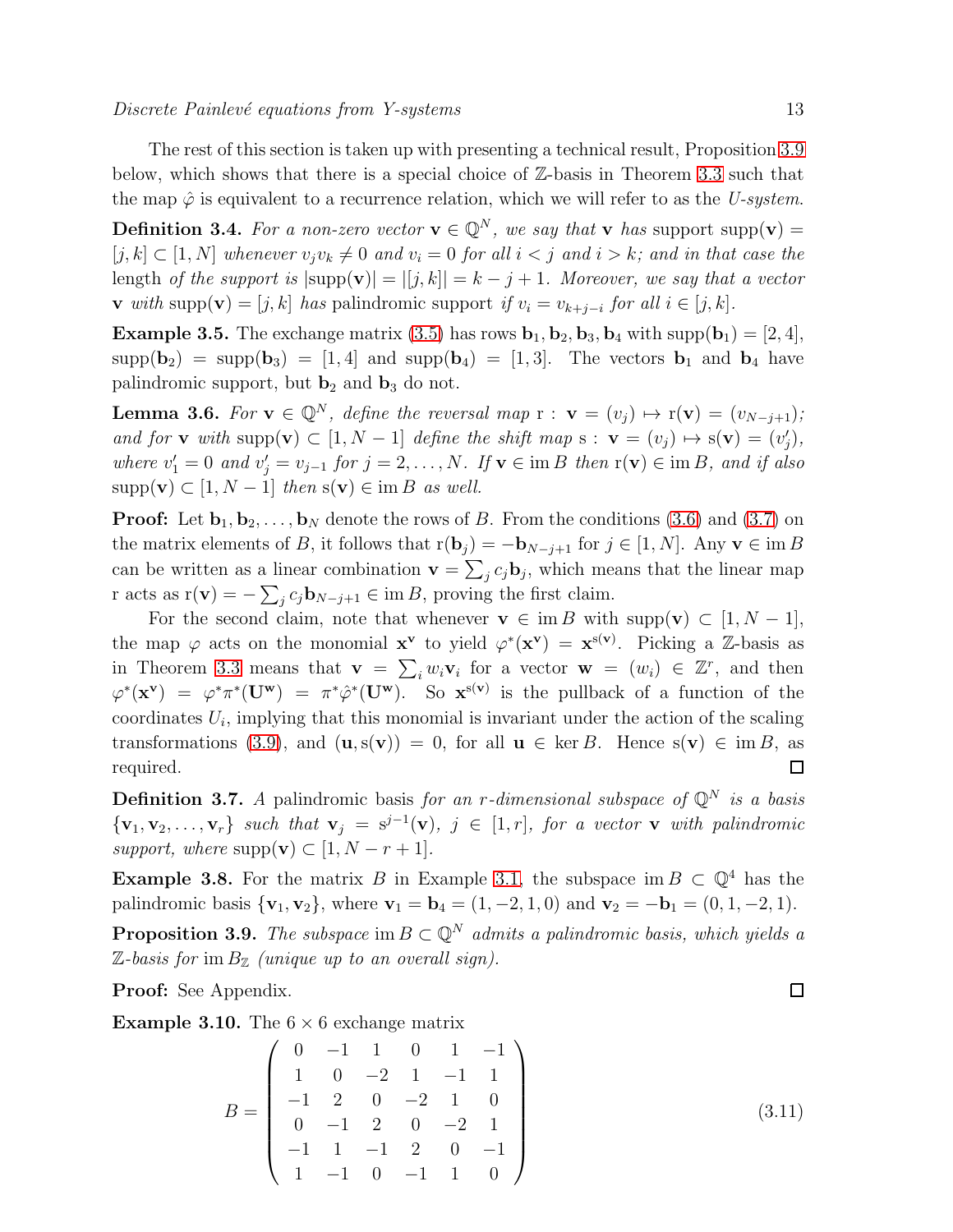The rest of this section is taken up with presenting a technical result, Proposition 3.9 below, which shows that there is a special choice of $\mathbb{Z}$-basis in Theorem 3.3 such that the map $\hat{\varphi}$ is equivalent to a recurrence relation, which we will refer to as the *U-system.*

**Definition 3.4.** *For a non-zero vector $\mathbf{v} \in \mathbb{Q}^N$, we say that $\mathbf{v}$ has* support $\mathrm{supp}(\mathbf{v}) = [j,k] \subset [1,N]$ *whenever $v_j v_k \neq 0$ and $v_i = 0$ for all $i < j$ and $i > k$; and in that case the* length *of the support is $|\mathrm{supp}(\mathbf{v})| = |[j,k]| = k - j + 1$. Moreover, we say that a vector $\mathbf{v}$ with $\mathrm{supp}(\mathbf{v}) = [j,k]$ has* palindromic support *if $v_i = v_{k+j-i}$ for all $i \in [j,k]$.*

**Example 3.5.** The exchange matrix (3.5) has rows $\mathbf{b}_1, \mathbf{b}_2, \mathbf{b}_3, \mathbf{b}_4$ with $\mathrm{supp}(\mathbf{b}_1) = [2,4]$, $\mathrm{supp}(\mathbf{b}_2) = \mathrm{supp}(\mathbf{b}_3) = [1,4]$ and $\mathrm{supp}(\mathbf{b}_4) = [1,3]$. The vectors $\mathbf{b}_1$ and $\mathbf{b}_4$ have palindromic support, but $\mathbf{b}_2$ and $\mathbf{b}_3$ do not.

**Lemma 3.6.** *For $\mathbf{v} \in \mathbb{Q}^N$, define the reversal map $\mathrm{r} : \mathbf{v} = (v_j) \mapsto \mathrm{r}(\mathbf{v}) = (v_{N-j+1})$; and for $\mathbf{v}$ with $\mathrm{supp}(\mathbf{v}) \subset [1, N-1]$ define the shift map $\mathrm{s} : \mathbf{v} = (v_j) \mapsto \mathrm{s}(\mathbf{v}) = (v'_j)$, where $v'_1 = 0$ and $v'_j = v_{j-1}$ for $j = 2, \ldots, N$. If $\mathbf{v} \in \mathrm{im}\, B$ then $\mathrm{r}(\mathbf{v}) \in \mathrm{im}\, B$, and if also $\mathrm{supp}(\mathbf{v}) \subset [1, N-1]$ then $\mathrm{s}(\mathbf{v}) \in \mathrm{im}\, B$ as well.*

**Proof:** Let $\mathbf{b}_1, \mathbf{b}_2, \ldots, \mathbf{b}_N$ denote the rows of $B$. From the conditions (3.6) and (3.7) on the matrix elements of $B$, it follows that $\mathrm{r}(\mathbf{b}_j) = -\mathbf{b}_{N-j+1}$ for $j \in [1,N]$. Any $\mathbf{v} \in \mathrm{im}\, B$ can be written as a linear combination $\mathbf{v} = \sum_j c_j \mathbf{b}_j$, which means that the linear map r acts as $\mathrm{r}(\mathbf{v}) = -\sum_j c_j \mathbf{b}_{N-j+1} \in \mathrm{im}\, B$, proving the first claim.

For the second claim, note that whenever $\mathbf{v} \in \mathrm{im}\, B$ with $\mathrm{supp}(\mathbf{v}) \subset [1, N-1]$, the map $\varphi$ acts on the monomial $\mathbf{x}^{\mathbf{v}}$ to yield $\varphi^*(\mathbf{x}^{\mathbf{v}}) = \mathbf{x}^{\mathrm{s}(\mathbf{v})}$. Picking a $\mathbb{Z}$-basis as in Theorem 3.3 means that $\mathbf{v} = \sum_i w_i \mathbf{v}_i$ for a vector $\mathbf{w} = (w_i) \in \mathbb{Z}^r$, and then $\varphi^*(\mathbf{x}^{\mathbf{v}}) = \varphi^* \pi^*(\mathbf{U}^{\mathbf{w}}) = \pi^* \hat{\varphi}^*(\mathbf{U}^{\mathbf{w}})$. So $\mathbf{x}^{\mathrm{s}(\mathbf{v})}$ is the pullback of a function of the coordinates $U_i$, implying that this monomial is invariant under the action of the scaling transformations (3.9), and $(\mathbf{u}, \mathrm{s}(\mathbf{v})) = 0$, for all $\mathbf{u} \in \ker B$. Hence $\mathrm{s}(\mathbf{v}) \in \mathrm{im}\, B$, as required. $\square$

**Definition 3.7.** *A* palindromic basis *for an $r$-dimensional subspace of $\mathbb{Q}^N$ is a basis $\{\mathbf{v}_1, \mathbf{v}_2, \ldots, \mathbf{v}_r\}$ such that $\mathbf{v}_j = \mathrm{s}^{j-1}(\mathbf{v})$, $j \in [1,r]$, for a vector $\mathbf{v}$ with palindromic support, where $\mathrm{supp}(\mathbf{v}) \subset [1, N-r+1]$.*

**Example 3.8.** For the matrix $B$ in Example 3.1, the subspace $\mathrm{im}\, B \subset \mathbb{Q}^4$ has the palindromic basis $\{\mathbf{v}_1, \mathbf{v}_2\}$, where $\mathbf{v}_1 = \mathbf{b}_4 = (1, -2, 1, 0)$ and $\mathbf{v}_2 = -\mathbf{b}_1 = (0, 1, -2, 1)$.

**Proposition 3.9.** *The subspace $\mathrm{im}\, B \subset \mathbb{Q}^N$ admits a palindromic basis, which yields a $\mathbb{Z}$-basis for $\mathrm{im}\, B_{\mathbb{Z}}$ (unique up to an overall sign).*

**Proof:** See Appendix. $\square$

**Example 3.10.** The $6 \times 6$ exchange matrix

$$B = \begin{pmatrix} 0 & -1 & 1 & 0 & 1 & -1 \\ 1 & 0 & -2 & 1 & -1 & 1 \\ -1 & 2 & 0 & -2 & 1 & 0 \\ 0 & -1 & 2 & 0 & -2 & 1 \\ -1 & 1 & -1 & 2 & 0 & -1 \\ 1 & -1 & 0 & -1 & 1 & 0 \end{pmatrix} \tag{3.11}$$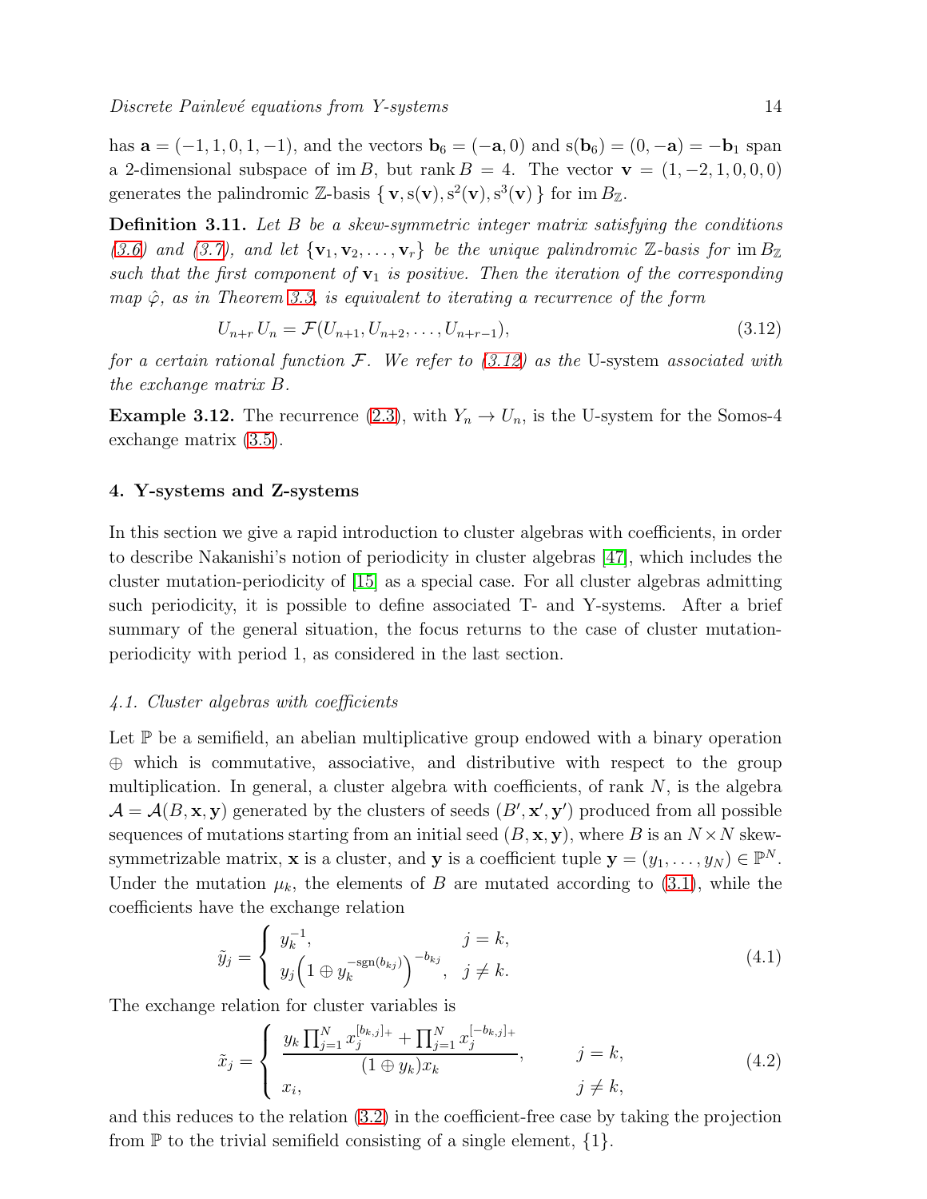has $\mathbf{a} = (-1, 1, 0, 1, -1)$, and the vectors $\mathbf{b}_6 = (-\mathbf{a}, 0)$ and $\mathrm{s}(\mathbf{b}_6) = (0, -\mathbf{a}) = -\mathbf{b}_1$ span a 2-dimensional subspace of $\operatorname{im} B$, but $\operatorname{rank} B = 4$. The vector $\mathbf{v} = (1, -2, 1, 0, 0, 0)$ generates the palindromic $\mathbb{Z}$-basis $\{ \mathbf{v}, \mathrm{s}(\mathbf{v}), \mathrm{s}^2(\mathbf{v}), \mathrm{s}^3(\mathbf{v}) \}$ for $\operatorname{im} B_{\mathbb{Z}}$.

**Definition 3.11.** *Let $B$ be a skew-symmetric integer matrix satisfying the conditions (3.6) and (3.7), and let $\{\mathbf{v}_1, \mathbf{v}_2, \ldots, \mathbf{v}_r\}$ be the unique palindromic $\mathbb{Z}$-basis for $\operatorname{im} B_{\mathbb{Z}}$ such that the first component of $\mathbf{v}_1$ is positive. Then the iteration of the corresponding map $\hat{\varphi}$, as in Theorem 3.3, is equivalent to iterating a recurrence of the form*

$$U_{n+r} U_n = \mathcal{F}(U_{n+1}, U_{n+2}, \ldots, U_{n+r-1}), \tag{3.12}$$

*for a certain rational function $\mathcal{F}$. We refer to (3.12) as the* U-system *associated with the exchange matrix $B$.*

**Example 3.12.** The recurrence (2.3), with $Y_n \to U_n$, is the U-system for the Somos-4 exchange matrix (3.5).

## 4. Y-systems and Z-systems

In this section we give a rapid introduction to cluster algebras with coefficients, in order to describe Nakanishi's notion of periodicity in cluster algebras [47], which includes the cluster mutation-periodicity of [15] as a special case. For all cluster algebras admitting such periodicity, it is possible to define associated T- and Y-systems. After a brief summary of the general situation, the focus returns to the case of cluster mutation-periodicity with period 1, as considered in the last section.

### *4.1. Cluster algebras with coefficients*

Let $\mathbb{P}$ be a semifield, an abelian multiplicative group endowed with a binary operation $\oplus$ which is commutative, associative, and distributive with respect to the group multiplication. In general, a cluster algebra with coefficients, of rank $N$, is the algebra $\mathcal{A} = \mathcal{A}(B, \mathbf{x}, \mathbf{y})$ generated by the clusters of seeds $(B', \mathbf{x}', \mathbf{y}')$ produced from all possible sequences of mutations starting from an initial seed $(B, \mathbf{x}, \mathbf{y})$, where $B$ is an $N \times N$ skew-symmetrizable matrix, $\mathbf{x}$ is a cluster, and $\mathbf{y}$ is a coefficient tuple $\mathbf{y} = (y_1, \ldots, y_N) \in \mathbb{P}^N$. Under the mutation $\mu_k$, the elements of $B$ are mutated according to (3.1), while the coefficients have the exchange relation

$$\tilde{y}_j = \begin{cases} y_k^{-1}, & j = k, \\ y_j \Big( 1 \oplus y_k^{-\mathrm{sgn}(b_{kj})} \Big)^{-b_{kj}}, & j \neq k. \end{cases} \tag{4.1}$$

The exchange relation for cluster variables is

$$\tilde{x}_j = \begin{cases} \dfrac{y_k \prod_{j=1}^N x_j^{[b_{k,j}]_+} + \prod_{j=1}^N x_j^{[-b_{k,j}]_+}}{(1 \oplus y_k) x_k}, & j = k, \\ x_i, & j \neq k, \end{cases} \tag{4.2}$$

and this reduces to the relation (3.2) in the coefficient-free case by taking the projection from $\mathbb{P}$ to the trivial semifield consisting of a single element, $\{1\}$.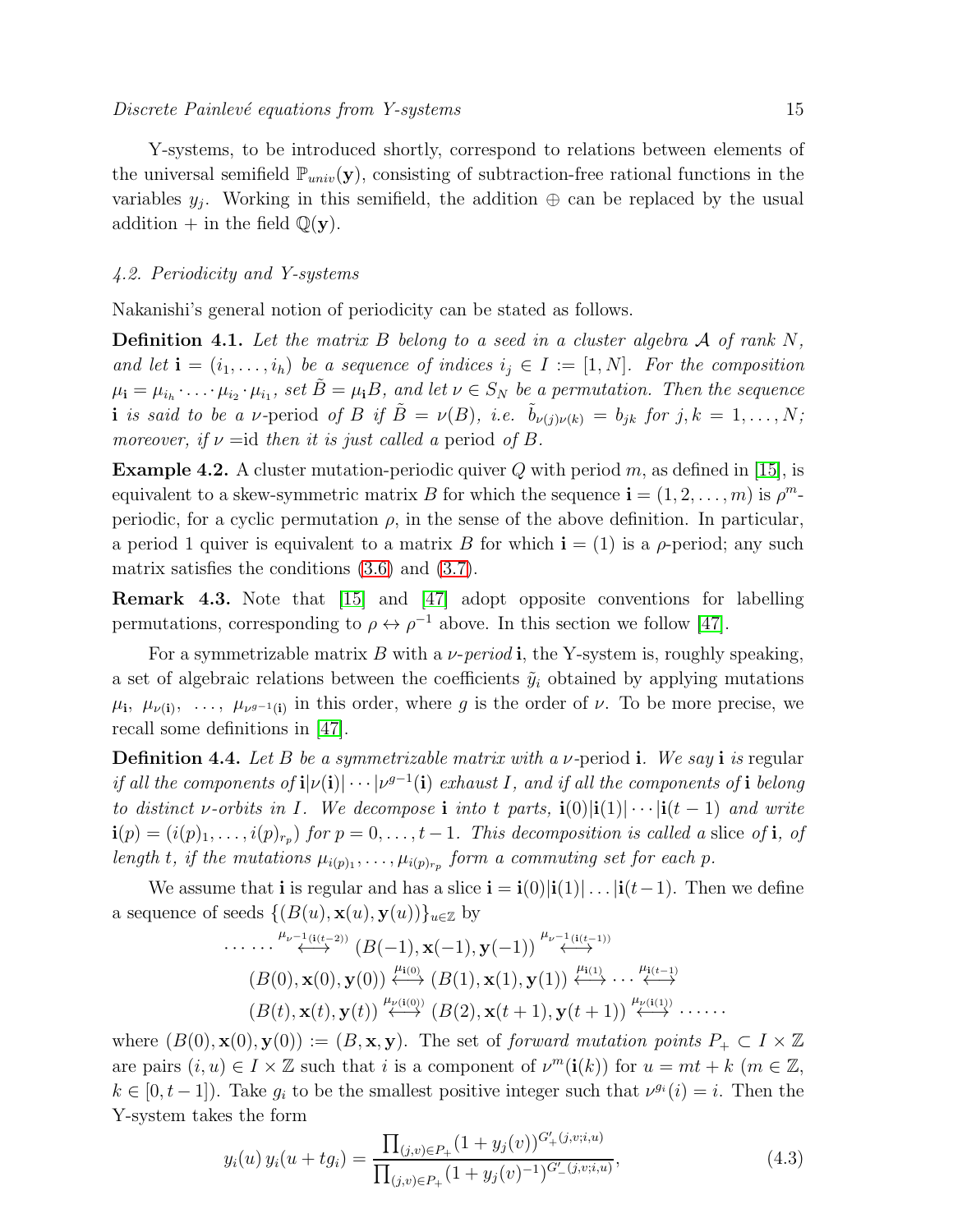Y-systems, to be introduced shortly, correspond to relations between elements of the universal semifield $\mathbb{P}_{univ}(\mathbf{y})$, consisting of subtraction-free rational functions in the variables $y_j$. Working in this semifield, the addition $\oplus$ can be replaced by the usual addition $+$ in the field $\mathbb{Q}(\mathbf{y})$.

### *4.2. Periodicity and Y-systems*

Nakanishi's general notion of periodicity can be stated as follows.

**Definition 4.1.** *Let the matrix $B$ belong to a seed in a cluster algebra $\mathcal{A}$ of rank $N$, and let $\mathbf{i} = (i_1, \ldots, i_h)$ be a sequence of indices $i_j \in I := [1, N]$. For the composition $\mu_{\mathbf{i}} = \mu_{i_h} \cdot \ldots \cdot \mu_{i_2} \cdot \mu_{i_1}$, set $\tilde{B} = \mu_{\mathbf{i}} B$, and let $\nu \in S_N$ be a permutation. Then the sequence $\mathbf{i}$ is said to be a $\nu$-*period *of $B$ if $\tilde{B} = \nu(B)$, i.e. $\tilde{b}_{\nu(j)\nu(k)} = b_{jk}$ for $j, k = 1, \ldots, N$; moreover, if $\nu =$id then it is just called a* period *of $B$.*

**Example 4.2.** A cluster mutation-periodic quiver $Q$ with period $m$, as defined in [15], is equivalent to a skew-symmetric matrix $B$ for which the sequence $\mathbf{i} = (1, 2, \ldots, m)$ is $\rho^m$-periodic, for a cyclic permutation $\rho$, in the sense of the above definition. In particular, a period 1 quiver is equivalent to a matrix $B$ for which $\mathbf{i} = (1)$ is a $\rho$-period; any such matrix satisfies the conditions (3.6) and (3.7).

**Remark 4.3.** Note that [15] and [47] adopt opposite conventions for labelling permutations, corresponding to $\rho \leftrightarrow \rho^{-1}$ above. In this section we follow [47].

For a symmetrizable matrix $B$ with a $\nu$-*period* $\mathbf{i}$, the Y-system is, roughly speaking, a set of algebraic relations between the coefficients $\tilde{y}_i$ obtained by applying mutations $\mu_{\mathbf{i}},\ \mu_{\nu(\mathbf{i})},\ \ldots,\ \mu_{\nu^{g-1}(\mathbf{i})}$ in this order, where $g$ is the order of $\nu$. To be more precise, we recall some definitions in [47].

**Definition 4.4.** *Let $B$ be a symmetrizable matrix with a $\nu$-*period $\mathbf{i}$. *We say* $\mathbf{i}$ *is* regular *if all the components of $\mathbf{i}|\nu(\mathbf{i})|\cdots|\nu^{g-1}(\mathbf{i})$ exhaust $I$, and if all the components of $\mathbf{i}$ belong to distinct $\nu$-orbits in $I$. We decompose $\mathbf{i}$ into $t$ parts, $\mathbf{i}(0)|\mathbf{i}(1)|\cdots|\mathbf{i}(t-1)$ and write $\mathbf{i}(p) = (i(p)_1, \ldots, i(p)_{r_p})$ for $p = 0, \ldots, t-1$. This decomposition is called a* slice *of $\mathbf{i}$, of length $t$, if the mutations $\mu_{i(p)_1}, \ldots, \mu_{i(p)_{r_p}}$ form a commuting set for each $p$.*

We assume that $\mathbf{i}$ is regular and has a slice $\mathbf{i} = \mathbf{i}(0)|\mathbf{i}(1)|\ldots|\mathbf{i}(t-1)$. Then we define a sequence of seeds $\{(B(u), \mathbf{x}(u), \mathbf{y}(u))\}_{u\in\mathbb{Z}}$ by

$$
\begin{aligned}
\cdots\cdots \overset{\mu_{\nu^{-1}(\mathbf{i}(t-2))}}{\longleftrightarrow} & (B(-1), \mathbf{x}(-1), \mathbf{y}(-1)) \overset{\mu_{\nu^{-1}(\mathbf{i}(t-1))}}{\longleftrightarrow} \\
& (B(0), \mathbf{x}(0), \mathbf{y}(0)) \overset{\mu_{\mathbf{i}(0)}}{\longleftrightarrow} (B(1), \mathbf{x}(1), \mathbf{y}(1)) \overset{\mu_{\mathbf{i}(1)}}{\longleftrightarrow} \cdots \overset{\mu_{\mathbf{i}(t-1)}}{\longleftrightarrow} \\
& (B(t), \mathbf{x}(t), \mathbf{y}(t)) \overset{\mu_{\nu(\mathbf{i}(0))}}{\longleftrightarrow} (B(2), \mathbf{x}(t+1), \mathbf{y}(t+1)) \overset{\mu_{\nu(\mathbf{i}(1))}}{\longleftrightarrow} \cdots\cdots
\end{aligned}
$$

where $(B(0), \mathbf{x}(0), \mathbf{y}(0)) := (B, \mathbf{x}, \mathbf{y})$. The set of *forward mutation points* $P_+ \subset I \times \mathbb{Z}$ are pairs $(i, u) \in I \times \mathbb{Z}$ such that $i$ is a component of $\nu^m(\mathbf{i}(k))$ for $u = mt + k$ ($m \in \mathbb{Z}$, $k \in [0, t-1]$). Take $g_i$ to be the smallest positive integer such that $\nu^{g_i}(i) = i$. Then the Y-system takes the form

$$
y_i(u)\, y_i(u + tg_i) = \frac{\prod_{(j,v)\in P_+} (1 + y_j(v))^{G'_+(j,v;i,u)}}{\prod_{(j,v)\in P_+} (1 + y_j(v)^{-1})^{G'_-(j,v;i,u)}}, \tag{4.3}
$$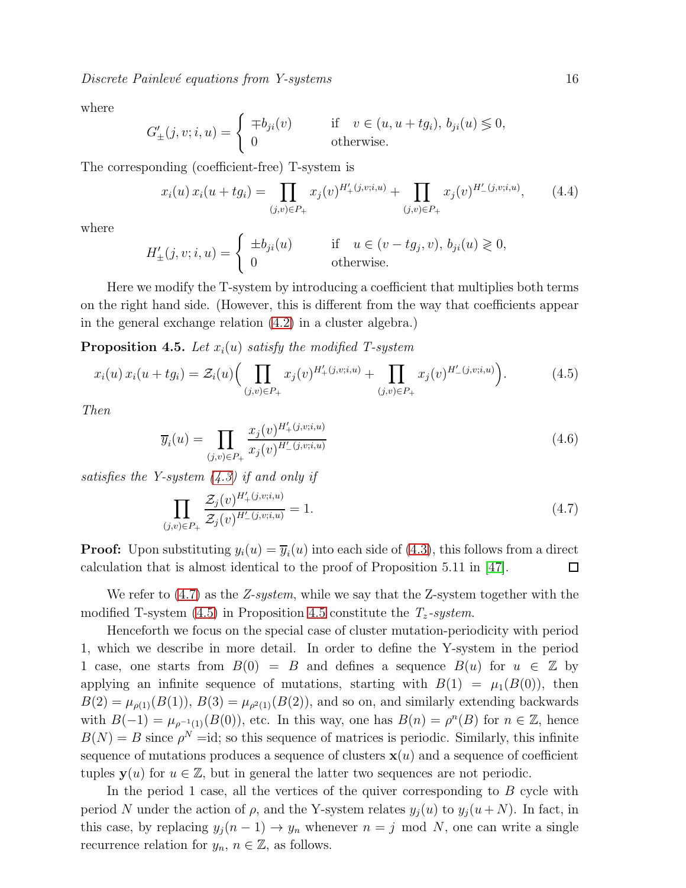where

$$G'_{\pm}(j,v;i,u) = \begin{cases} \mp b_{ji}(v) & \text{if} \quad v \in (u, u+tg_i),\ b_{ji}(u) \lessgtr 0, \\ 0 & \text{otherwise.} \end{cases}$$

The corresponding (coefficient-free) T-system is

$$x_i(u)\, x_i(u+tg_i) = \prod_{(j,v)\in P_+} x_j(v)^{H'_+(j,v;i,u)} + \prod_{(j,v)\in P_+} x_j(v)^{H'_-(j,v;i,u)}, \tag{4.4}$$

where

$$H'_{\pm}(j,v;i,u) = \begin{cases} \pm b_{ji}(u) & \text{if} \quad u \in (v-tg_j, v),\ b_{ji}(u) \gtrless 0, \\ 0 & \text{otherwise.} \end{cases}$$

Here we modify the T-system by introducing a coefficient that multiplies both terms on the right hand side. (However, this is different from the way that coefficients appear in the general exchange relation (4.2) in a cluster algebra.)

**Proposition 4.5.** *Let $x_i(u)$ satisfy the modified T-system*

$$x_i(u)\, x_i(u+tg_i) = \mathcal{Z}_i(u)\Big( \prod_{(j,v)\in P_+} x_j(v)^{H'_+(j,v;i,u)} + \prod_{(j,v)\in P_+} x_j(v)^{H'_-(j,v;i,u)} \Big). \tag{4.5}$$

*Then*

$$\overline{y}_i(u) = \prod_{(j,v)\in P_+} \frac{x_j(v)^{H'_+(j,v;i,u)}}{x_j(v)^{H'_-(j,v;i,u)}} \tag{4.6}$$

*satisfies the Y-system (4.3) if and only if*

$$\prod_{(j,v)\in P_+} \frac{\mathcal{Z}_j(v)^{H'_+(j,v;i,u)}}{\mathcal{Z}_j(v)^{H'_-(j,v;i,u)}} = 1. \tag{4.7}$$

**Proof:** Upon substituting $y_i(u) = \overline{y}_i(u)$ into each side of (4.3), this follows from a direct calculation that is almost identical to the proof of Proposition 5.11 in [47]. □

We refer to (4.7) as the *Z-system*, while we say that the Z-system together with the modified T-system (4.5) in Proposition 4.5 constitute the *$T_z$-system*.

Henceforth we focus on the special case of cluster mutation-periodicity with period 1, which we describe in more detail. In order to define the Y-system in the period 1 case, one starts from $B(0) = B$ and defines a sequence $B(u)$ for $u \in \mathbb{Z}$ by applying an infinite sequence of mutations, starting with $B(1) = \mu_1(B(0))$, then $B(2) = \mu_{\rho(1)}(B(1))$, $B(3) = \mu_{\rho^2(1)}(B(2))$, and so on, and similarly extending backwards with $B(-1) = \mu_{\rho^{-1}(1)}(B(0))$, etc. In this way, one has $B(n) = \rho^n(B)$ for $n \in \mathbb{Z}$, hence $B(N) = B$ since $\rho^N =$id; so this sequence of matrices is periodic. Similarly, this infinite sequence of mutations produces a sequence of clusters $\mathbf{x}(u)$ and a sequence of coefficient tuples $\mathbf{y}(u)$ for $u \in \mathbb{Z}$, but in general the latter two sequences are not periodic.

In the period 1 case, all the vertices of the quiver corresponding to $B$ cycle with period $N$ under the action of $\rho$, and the Y-system relates $y_j(u)$ to $y_j(u+N)$. In fact, in this case, by replacing $y_j(n-1) \to y_n$ whenever $n = j \mod N$, one can write a single recurrence relation for $y_n$, $n \in \mathbb{Z}$, as follows.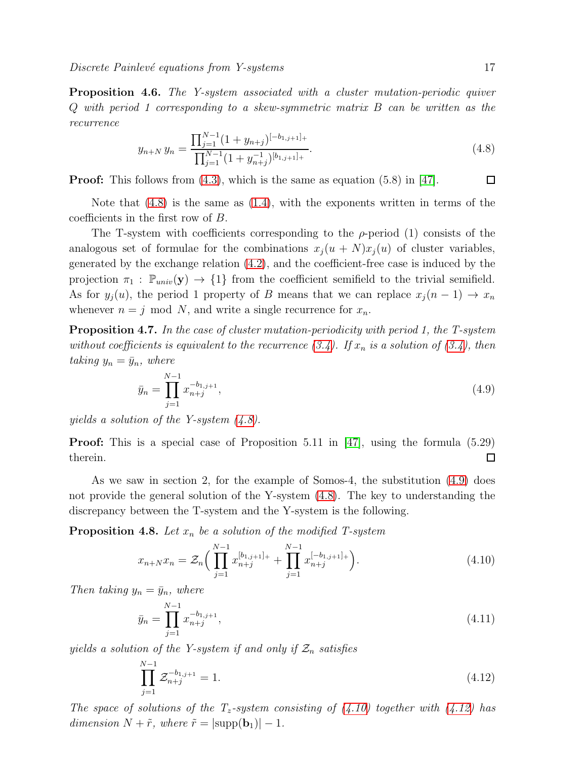**Proposition 4.6.** *The Y-system associated with a cluster mutation-periodic quiver $Q$ with period 1 corresponding to a skew-symmetric matrix $B$ can be written as the recurrence*

$$y_{n+N}\, y_n = \frac{\prod_{j=1}^{N-1}(1+y_{n+j})^{[-b_{1,j+1}]_+}}{\prod_{j=1}^{N-1}(1+y_{n+j}^{-1})^{[b_{1,j+1}]_+}}. \tag{4.8}$$

**Proof:** This follows from (4.3), which is the same as equation (5.8) in [47]. $\square$

Note that (4.8) is the same as (1.4), with the exponents written in terms of the coefficients in the first row of $B$.

The T-system with coefficients corresponding to the $\rho$-period (1) consists of the analogous set of formulae for the combinations $x_j(u+N)x_j(u)$ of cluster variables, generated by the exchange relation (4.2), and the coefficient-free case is induced by the projection $\pi_1 : \mathbb{P}_{univ}(\mathbf{y}) \to \{1\}$ from the coefficient semifield to the trivial semifield. As for $y_j(u)$, the period 1 property of $B$ means that we can replace $x_j(n-1) \to x_n$ whenever $n = j \mod N$, and write a single recurrence for $x_n$.

**Proposition 4.7.** *In the case of cluster mutation-periodicity with period 1, the T-system without coefficients is equivalent to the recurrence (3.4). If $x_n$ is a solution of (3.4), then taking $y_n = \bar{y}_n$, where*

$$\bar{y}_n = \prod_{j=1}^{N-1} x_{n+j}^{-b_{1,j+1}}, \tag{4.9}$$

*yields a solution of the Y-system (4.8).*

**Proof:** This is a special case of Proposition 5.11 in [47], using the formula (5.29) therein. $\square$

As we saw in section 2, for the example of Somos-4, the substitution (4.9) does not provide the general solution of the Y-system (4.8). The key to understanding the discrepancy between the T-system and the Y-system is the following.

**Proposition 4.8.** *Let $x_n$ be a solution of the modified T-system*

$$x_{n+N}x_n = \mathcal{Z}_n\Big(\prod_{j=1}^{N-1} x_{n+j}^{[b_{1,j+1}]_+} + \prod_{j=1}^{N-1} x_{n+j}^{[-b_{1,j+1}]_+}\Big). \tag{4.10}$$

*Then taking $y_n = \bar{y}_n$, where*

$$\bar{y}_n = \prod_{j=1}^{N-1} x_{n+j}^{-b_{1,j+1}}, \tag{4.11}$$

*yields a solution of the Y-system if and only if $\mathcal{Z}_n$ satisfies*

$$\prod_{j=1}^{N-1} \mathcal{Z}_{n+j}^{-b_{1,j+1}} = 1. \tag{4.12}$$

*The space of solutions of the $T_z$-system consisting of (4.10) together with (4.12) has dimension $N + \tilde{r}$, where $\tilde{r} = |\mathrm{supp}(\mathbf{b}_1)| - 1$.*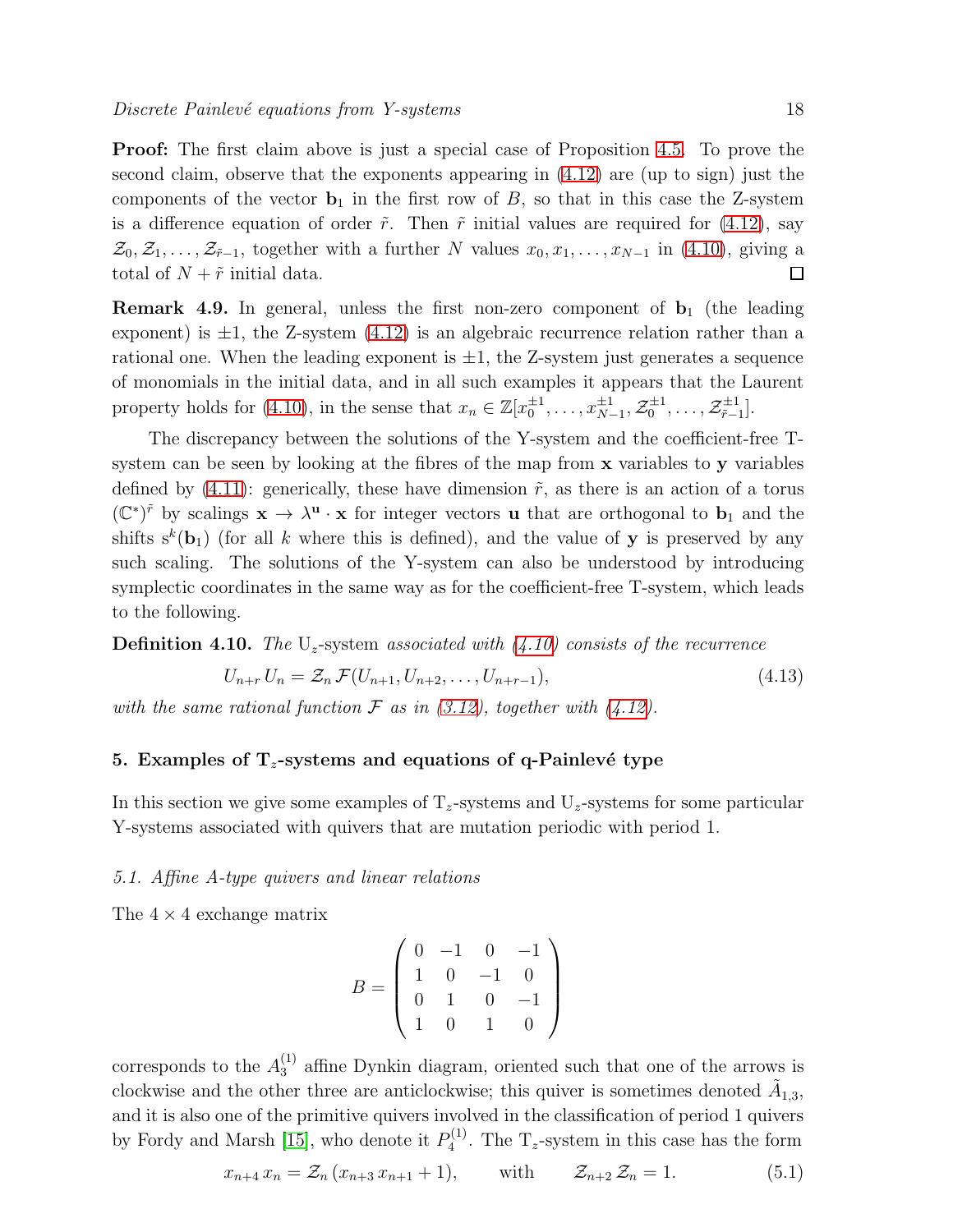**Proof:** The first claim above is just a special case of Proposition 4.5. To prove the second claim, observe that the exponents appearing in (4.12) are (up to sign) just the components of the vector $\mathbf{b}_1$ in the first row of $B$, so that in this case the Z-system is a difference equation of order $\tilde{r}$. Then $\tilde{r}$ initial values are required for (4.12), say $\mathcal{Z}_0, \mathcal{Z}_1, \ldots, \mathcal{Z}_{\tilde{r}-1}$, together with a further $N$ values $x_0, x_1, \ldots, x_{N-1}$ in (4.10), giving a total of $N + \tilde{r}$ initial data. □

**Remark 4.9.** In general, unless the first non-zero component of $\mathbf{b}_1$ (the leading exponent) is $\pm 1$, the Z-system (4.12) is an algebraic recurrence relation rather than a rational one. When the leading exponent is $\pm 1$, the Z-system just generates a sequence of monomials in the initial data, and in all such examples it appears that the Laurent property holds for (4.10), in the sense that $x_n \in \mathbb{Z}[x_0^{\pm 1}, \ldots, x_{N-1}^{\pm 1}, \mathcal{Z}_0^{\pm 1}, \ldots, \mathcal{Z}_{\tilde{r}-1}^{\pm 1}]$.

The discrepancy between the solutions of the Y-system and the coefficient-free T-system can be seen by looking at the fibres of the map from $\mathbf{x}$ variables to $\mathbf{y}$ variables defined by (4.11): generically, these have dimension $\tilde{r}$, as there is an action of a torus $(\mathbb{C}^*)^{\tilde{r}}$ by scalings $\mathbf{x} \to \lambda^{\mathbf{u}} \cdot \mathbf{x}$ for integer vectors $\mathbf{u}$ that are orthogonal to $\mathbf{b}_1$ and the shifts $\mathrm{s}^k(\mathbf{b}_1)$ (for all $k$ where this is defined), and the value of $\mathbf{y}$ is preserved by any such scaling. The solutions of the Y-system can also be understood by introducing symplectic coordinates in the same way as for the coefficient-free T-system, which leads to the following.

**Definition 4.10.** *The* $\mathrm{U}_z$-system *associated with (4.10) consists of the recurrence*

$$U_{n+r}\, U_n = \mathcal{Z}_n\, \mathcal{F}(U_{n+1}, U_{n+2}, \ldots, U_{n+r-1}), \tag{4.13}$$

*with the same rational function $\mathcal{F}$ as in (3.12), together with (4.12).*

## 5. Examples of $\mathrm{T}_z$-systems and equations of q-Painlevé type

In this section we give some examples of $\mathrm{T}_z$-systems and $\mathrm{U}_z$-systems for some particular Y-systems associated with quivers that are mutation periodic with period 1.

### *5.1. Affine A-type quivers and linear relations*

The $4 \times 4$ exchange matrix

$$B = \begin{pmatrix} 0 & -1 & 0 & -1 \\ 1 & 0 & -1 & 0 \\ 0 & 1 & 0 & -1 \\ 1 & 0 & 1 & 0 \end{pmatrix}$$

corresponds to the $A_3^{(1)}$ affine Dynkin diagram, oriented such that one of the arrows is clockwise and the other three are anticlockwise; this quiver is sometimes denoted $\tilde{A}_{1,3}$, and it is also one of the primitive quivers involved in the classification of period 1 quivers by Fordy and Marsh [15], who denote it $P_4^{(1)}$. The $\mathrm{T}_z$-system in this case has the form

$$x_{n+4}\, x_n = \mathcal{Z}_n\, (x_{n+3}\, x_{n+1} + 1), \qquad \text{with} \qquad \mathcal{Z}_{n+2}\, \mathcal{Z}_n = 1. \tag{5.1}$$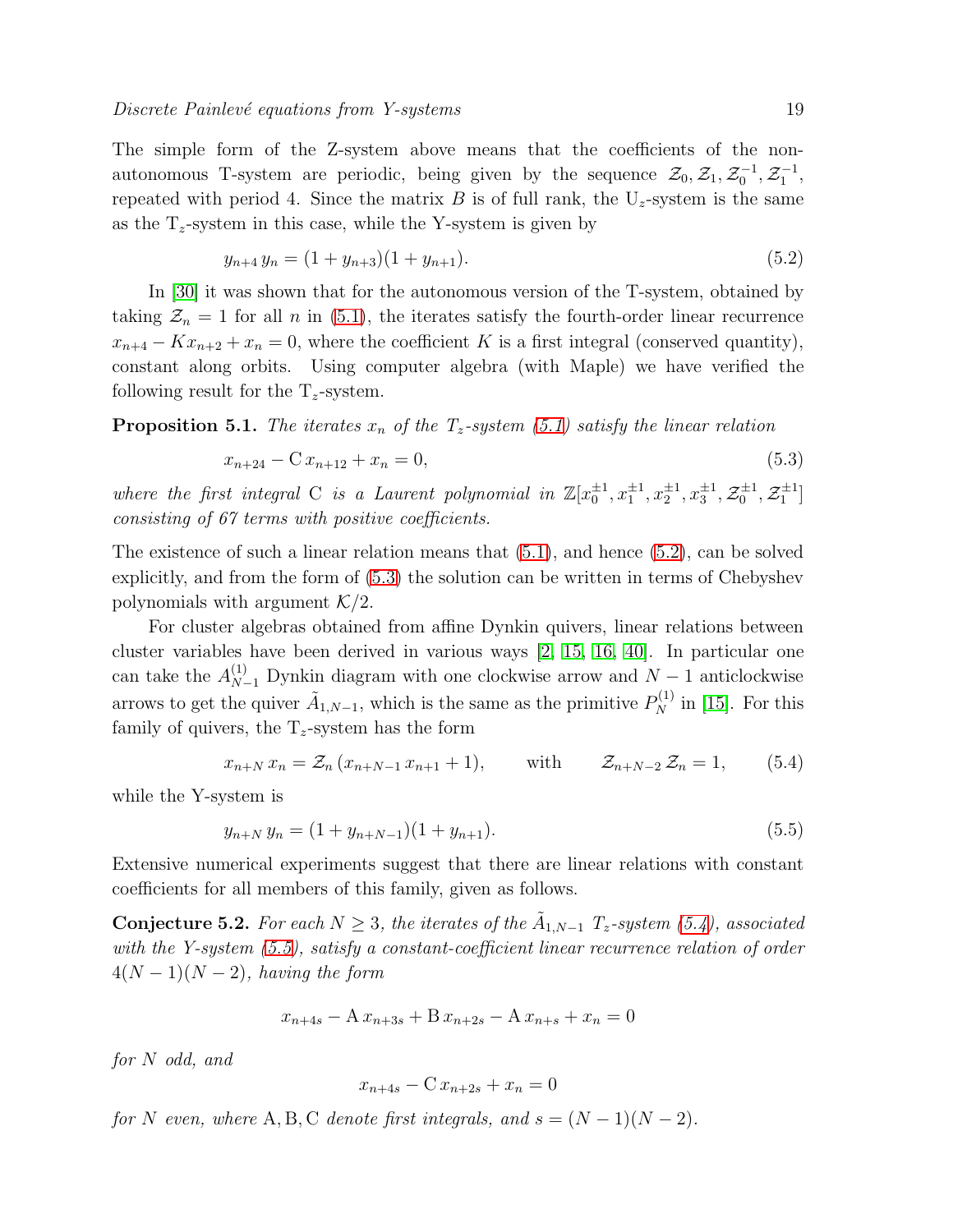The simple form of the Z-system above means that the coefficients of the non-autonomous T-system are periodic, being given by the sequence $\mathcal{Z}_0, \mathcal{Z}_1, \mathcal{Z}_0^{-1}, \mathcal{Z}_1^{-1}$, repeated with period 4. Since the matrix $B$ is of full rank, the U$_z$-system is the same as the T$_z$-system in this case, while the Y-system is given by

$$y_{n+4}\, y_n = (1 + y_{n+3})(1 + y_{n+1}). \tag{5.2}$$

In [30] it was shown that for the autonomous version of the T-system, obtained by taking $\mathcal{Z}_n = 1$ for all $n$ in (5.1), the iterates satisfy the fourth-order linear recurrence $x_{n+4} - K x_{n+2} + x_n = 0$, where the coefficient $K$ is a first integral (conserved quantity), constant along orbits. Using computer algebra (with Maple) we have verified the following result for the T$_z$-system.

**Proposition 5.1.** *The iterates $x_n$ of the $T_z$-system (5.1) satisfy the linear relation*

$$x_{n+24} - \mathrm{C}\, x_{n+12} + x_n = 0, \tag{5.3}$$

*where the first integral* $\mathrm{C}$ *is a Laurent polynomial in* $\mathbb{Z}[x_0^{\pm 1}, x_1^{\pm 1}, x_2^{\pm 1}, x_3^{\pm 1}, \mathcal{Z}_0^{\pm 1}, \mathcal{Z}_1^{\pm 1}]$ *consisting of 67 terms with positive coefficients.*

The existence of such a linear relation means that (5.1), and hence (5.2), can be solved explicitly, and from the form of (5.3) the solution can be written in terms of Chebyshev polynomials with argument $\mathcal{K}/2$.

For cluster algebras obtained from affine Dynkin quivers, linear relations between cluster variables have been derived in various ways [2, 15, 16, 40]. In particular one can take the $A_{N-1}^{(1)}$ Dynkin diagram with one clockwise arrow and $N-1$ anticlockwise arrows to get the quiver $\tilde{A}_{1,N-1}$, which is the same as the primitive $P_N^{(1)}$ in [15]. For this family of quivers, the T$_z$-system has the form

$$x_{n+N}\, x_n = \mathcal{Z}_n\, (x_{n+N-1}\, x_{n+1} + 1), \qquad \text{with} \qquad \mathcal{Z}_{n+N-2}\, \mathcal{Z}_n = 1, \tag{5.4}$$

while the Y-system is

$$y_{n+N}\, y_n = (1 + y_{n+N-1})(1 + y_{n+1}). \tag{5.5}$$

Extensive numerical experiments suggest that there are linear relations with constant coefficients for all members of this family, given as follows.

**Conjecture 5.2.** *For each $N \geq 3$, the iterates of the $\tilde{A}_{1,N-1}$ $T_z$-system (5.4), associated with the Y-system (5.5), satisfy a constant-coefficient linear recurrence relation of order $4(N-1)(N-2)$, having the form*

$$x_{n+4s} - \mathrm{A}\, x_{n+3s} + \mathrm{B}\, x_{n+2s} - \mathrm{A}\, x_{n+s} + x_n = 0$$

*for $N$ odd, and*

$$x_{n+4s} - \mathrm{C}\, x_{n+2s} + x_n = 0$$

*for $N$ even, where* $\mathrm{A}, \mathrm{B}, \mathrm{C}$ *denote first integrals, and* $s = (N-1)(N-2)$.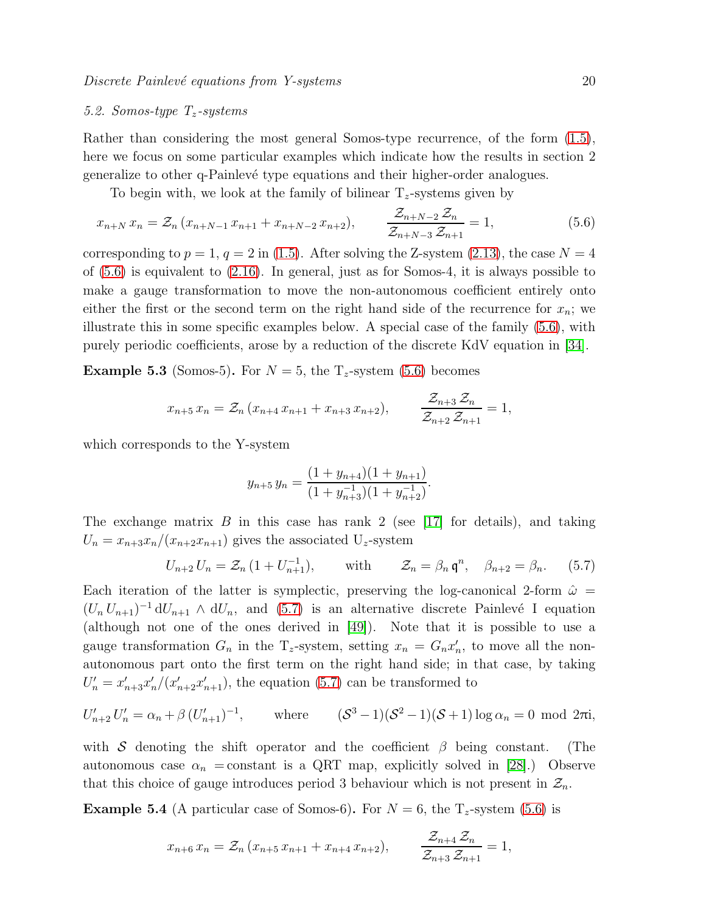### 5.2. Somos-type $\mathrm{T}_z$-systems

Rather than considering the most general Somos-type recurrence, of the form (1.5), here we focus on some particular examples which indicate how the results in section 2 generalize to other q-Painlevé type equations and their higher-order analogues.

To begin with, we look at the family of bilinear $\mathrm{T}_z$-systems given by

$$x_{n+N}\, x_n = \mathcal{Z}_n\, (x_{n+N-1}\, x_{n+1} + x_{n+N-2}\, x_{n+2}), \qquad \frac{\mathcal{Z}_{n+N-2}\, \mathcal{Z}_n}{\mathcal{Z}_{n+N-3}\, \mathcal{Z}_{n+1}} = 1, \tag{5.6}$$

corresponding to $p = 1$, $q = 2$ in (1.5). After solving the Z-system (2.13), the case $N = 4$ of (5.6) is equivalent to (2.16). In general, just as for Somos-4, it is always possible to make a gauge transformation to move the non-autonomous coefficient entirely onto either the first or the second term on the right hand side of the recurrence for $x_n$; we illustrate this in some specific examples below. A special case of the family (5.6), with purely periodic coefficients, arose by a reduction of the discrete KdV equation in [34].

**Example 5.3** (Somos-5)**.** For $N = 5$, the $\mathrm{T}_z$-system (5.6) becomes

$$x_{n+5}\, x_n = \mathcal{Z}_n\, (x_{n+4}\, x_{n+1} + x_{n+3}\, x_{n+2}), \qquad \frac{\mathcal{Z}_{n+3}\, \mathcal{Z}_n}{\mathcal{Z}_{n+2}\, \mathcal{Z}_{n+1}} = 1,$$

which corresponds to the Y-system

$$y_{n+5}\, y_n = \frac{(1 + y_{n+4})(1 + y_{n+1})}{(1 + y_{n+3}^{-1})(1 + y_{n+2}^{-1})}.$$

The exchange matrix $B$ in this case has rank 2 (see [17] for details), and taking $U_n = x_{n+3}x_n/(x_{n+2}x_{n+1})$ gives the associated $\mathrm{U}_z$-system

$$U_{n+2}\, U_n = \mathcal{Z}_n\, (1 + U_{n+1}^{-1}), \qquad \text{with} \qquad \mathcal{Z}_n = \beta_n\, \mathfrak{q}^n, \quad \beta_{n+2} = \beta_n. \tag{5.7}$$

Each iteration of the latter is symplectic, preserving the log-canonical 2-form $\hat{\omega} = (U_n\, U_{n+1})^{-1}\, \mathrm{d}U_{n+1} \wedge \mathrm{d}U_n$, and (5.7) is an alternative discrete Painlevé I equation (although not one of the ones derived in [49]). Note that it is possible to use a gauge transformation $G_n$ in the $\mathrm{T}_z$-system, setting $x_n = G_n x_n'$, to move all the non-autonomous part onto the first term on the right hand side; in that case, by taking $U_n' = x_{n+3}' x_n'/(x_{n+2}' x_{n+1}')$, the equation (5.7) can be transformed to

$$U_{n+2}'\, U_n' = \alpha_n + \beta\, (U_{n+1}')^{-1}, \qquad \text{where} \qquad (\mathcal{S}^3 - 1)(\mathcal{S}^2 - 1)(\mathcal{S} + 1)\log \alpha_n = 0 \mod 2\pi \mathrm{i},$$

with $\mathcal{S}$ denoting the shift operator and the coefficient $\beta$ being constant. (The autonomous case $\alpha_n =$constant is a QRT map, explicitly solved in [28].) Observe that this choice of gauge introduces period 3 behaviour which is not present in $\mathcal{Z}_n$.

**Example 5.4** (A particular case of Somos-6)**.** For $N = 6$, the $\mathrm{T}_z$-system (5.6) is

$$x_{n+6}\, x_n = \mathcal{Z}_n\, (x_{n+5}\, x_{n+1} + x_{n+4}\, x_{n+2}), \qquad \frac{\mathcal{Z}_{n+4}\, \mathcal{Z}_n}{\mathcal{Z}_{n+3}\, \mathcal{Z}_{n+1}} = 1,$$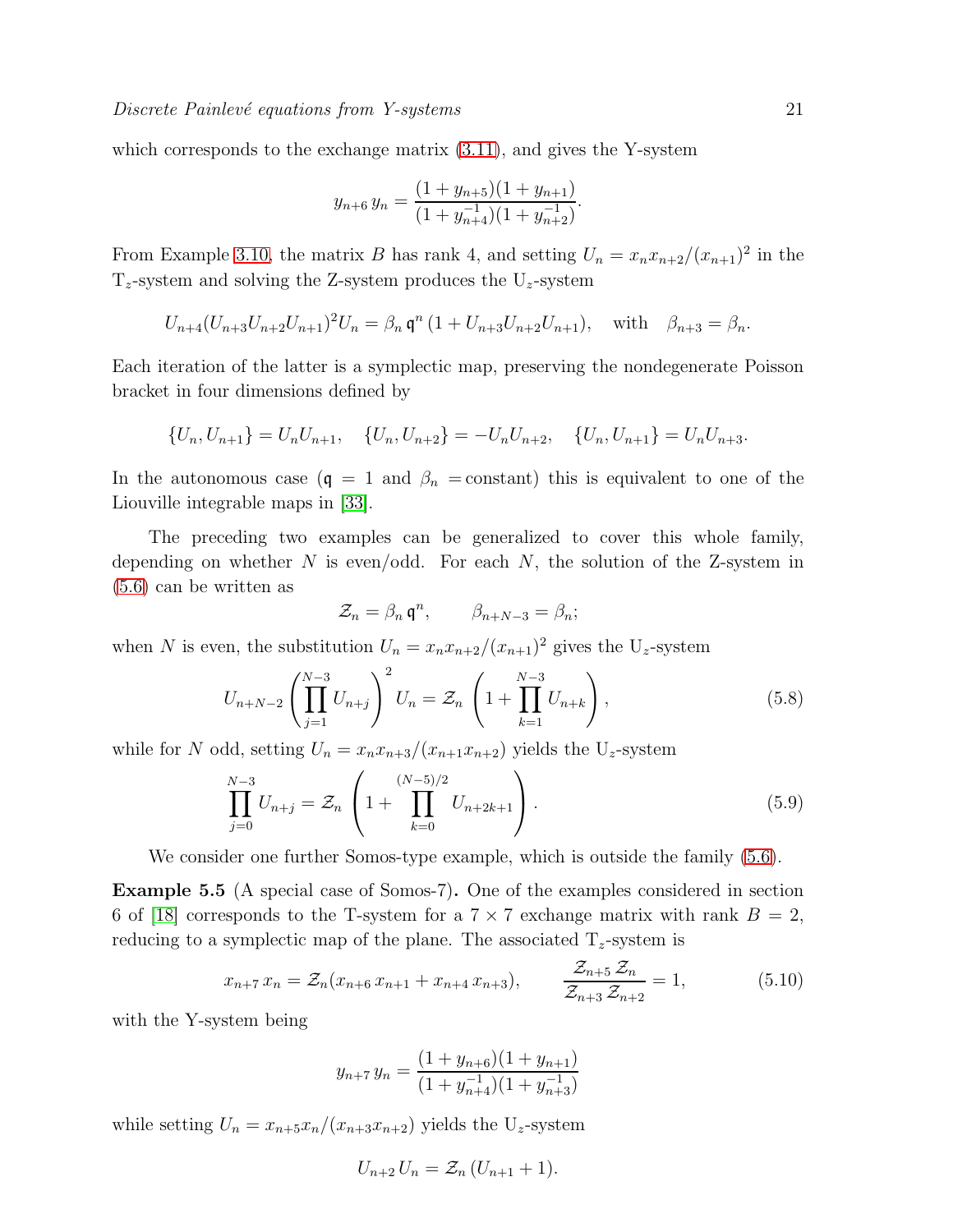which corresponds to the exchange matrix (3.11), and gives the Y-system

$$y_{n+6}\, y_n = \frac{(1+y_{n+5})(1+y_{n+1})}{(1+y_{n+4}^{-1})(1+y_{n+2}^{-1})}.$$

From Example 3.10, the matrix $B$ has rank 4, and setting $U_n = x_n x_{n+2}/(x_{n+1})^2$ in the $\mathrm{T}_z$-system and solving the Z-system produces the $\mathrm{U}_z$-system

$$U_{n+4}(U_{n+3}U_{n+2}U_{n+1})^2 U_n = \beta_n\, \mathfrak{q}^n\, (1 + U_{n+3}U_{n+2}U_{n+1}), \quad \text{with} \quad \beta_{n+3} = \beta_n.$$

Each iteration of the latter is a symplectic map, preserving the nondegenerate Poisson bracket in four dimensions defined by

$$\{U_n, U_{n+1}\} = U_n U_{n+1}, \quad \{U_n, U_{n+2}\} = -U_n U_{n+2}, \quad \{U_n, U_{n+1}\} = U_n U_{n+3}.$$

In the autonomous case ($\mathfrak{q} = 1$ and $\beta_n =$constant) this is equivalent to one of the Liouville integrable maps in [33].

The preceding two examples can be generalized to cover this whole family, depending on whether $N$ is even/odd. For each $N$, the solution of the Z-system in (5.6) can be written as

$$\mathcal{Z}_n = \beta_n\, \mathfrak{q}^n, \qquad \beta_{n+N-3} = \beta_n;$$

when $N$ is even, the substitution $U_n = x_n x_{n+2}/(x_{n+1})^2$ gives the $\mathrm{U}_z$-system

$$U_{n+N-2}\left(\prod_{j=1}^{N-3} U_{n+j}\right)^2 U_n = \mathcal{Z}_n\left(1 + \prod_{k=1}^{N-3} U_{n+k}\right), \tag{5.8}$$

while for $N$ odd, setting $U_n = x_n x_{n+3}/(x_{n+1}x_{n+2})$ yields the $\mathrm{U}_z$-system

$$\prod_{j=0}^{N-3} U_{n+j} = \mathcal{Z}_n\left(1 + \prod_{k=0}^{(N-5)/2} U_{n+2k+1}\right). \tag{5.9}$$

We consider one further Somos-type example, which is outside the family (5.6).

**Example 5.5** (A special case of Somos-7)**.** One of the examples considered in section 6 of [18] corresponds to the T-system for a $7\times 7$ exchange matrix with rank $B = 2$, reducing to a symplectic map of the plane. The associated $\mathrm{T}_z$-system is

$$x_{n+7}\, x_n = \mathcal{Z}_n(x_{n+6}\, x_{n+1} + x_{n+4}\, x_{n+3}), \qquad \frac{\mathcal{Z}_{n+5}\, \mathcal{Z}_n}{\mathcal{Z}_{n+3}\, \mathcal{Z}_{n+2}} = 1, \tag{5.10}$$

with the Y-system being

$$y_{n+7}\, y_n = \frac{(1+y_{n+6})(1+y_{n+1})}{(1+y_{n+4}^{-1})(1+y_{n+3}^{-1})}$$

while setting $U_n = x_{n+5}x_n/(x_{n+3}x_{n+2})$ yields the $\mathrm{U}_z$-system

$$U_{n+2}\, U_n = \mathcal{Z}_n\, (U_{n+1} + 1).$$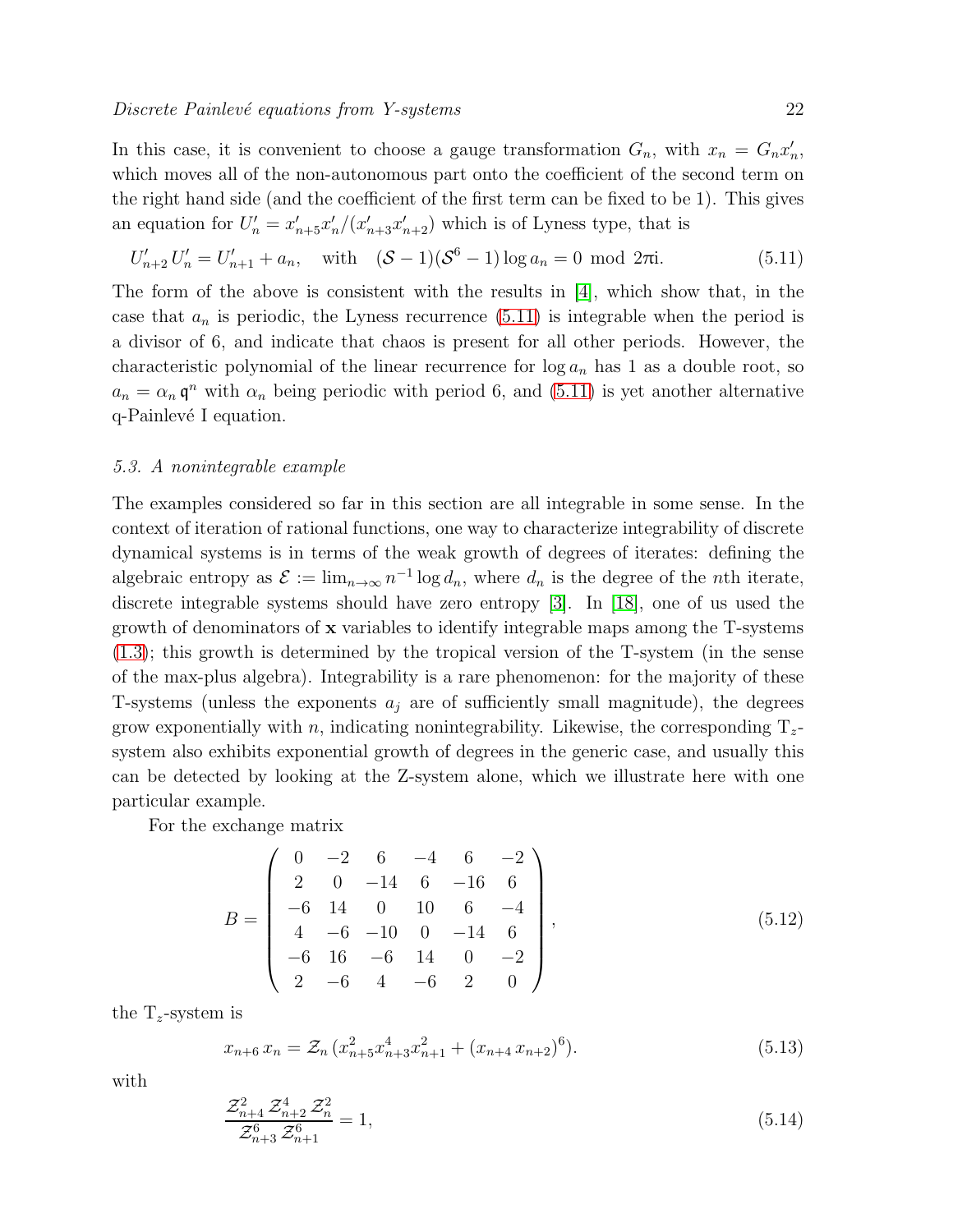In this case, it is convenient to choose a gauge transformation $G_n$, with $x_n = G_n x'_n$, which moves all of the non-autonomous part onto the coefficient of the second term on the right hand side (and the coefficient of the first term can be fixed to be 1). This gives an equation for $U'_n = x'_{n+5}x'_n/(x'_{n+3}x'_{n+2})$ which is of Lyness type, that is

$$U'_{n+2}\, U'_n = U'_{n+1} + a_n, \quad \text{with} \quad (\mathcal{S}-1)(\mathcal{S}^6-1)\log a_n = 0 \mod 2\pi\mathrm{i}. \tag{5.11}$$

The form of the above is consistent with the results in [4], which show that, in the case that $a_n$ is periodic, the Lyness recurrence (5.11) is integrable when the period is a divisor of 6, and indicate that chaos is present for all other periods. However, the characteristic polynomial of the linear recurrence for $\log a_n$ has 1 as a double root, so $a_n = \alpha_n\, \mathfrak{q}^n$ with $\alpha_n$ being periodic with period 6, and (5.11) is yet another alternative q-Painlevé I equation.

### 5.3. A nonintegrable example

The examples considered so far in this section are all integrable in some sense. In the context of iteration of rational functions, one way to characterize integrability of discrete dynamical systems is in terms of the weak growth of degrees of iterates: defining the algebraic entropy as $\mathcal{E} := \lim_{n\to\infty} n^{-1}\log d_n$, where $d_n$ is the degree of the $n$th iterate, discrete integrable systems should have zero entropy [3]. In [18], one of us used the growth of denominators of $\mathbf{x}$ variables to identify integrable maps among the T-systems (1.3); this growth is determined by the tropical version of the T-system (in the sense of the max-plus algebra). Integrability is a rare phenomenon: for the majority of these T-systems (unless the exponents $a_j$ are of sufficiently small magnitude), the degrees grow exponentially with $n$, indicating nonintegrability. Likewise, the corresponding T$_z$-system also exhibits exponential growth of degrees in the generic case, and usually this can be detected by looking at the Z-system alone, which we illustrate here with one particular example.

For the exchange matrix

$$B = \begin{pmatrix} 0 & -2 & 6 & -4 & 6 & -2 \\ 2 & 0 & -14 & 6 & -16 & 6 \\ -6 & 14 & 0 & 10 & 6 & -4 \\ 4 & -6 & -10 & 0 & -14 & 6 \\ -6 & 16 & -6 & 14 & 0 & -2 \\ 2 & -6 & 4 & -6 & 2 & 0 \end{pmatrix}, \tag{5.12}$$

the T$_z$-system is

$$x_{n+6}\, x_n = \mathcal{Z}_n\, (x_{n+5}^2 x_{n+3}^4 x_{n+1}^2 + (x_{n+4}\, x_{n+2})^6). \tag{5.13}$$

with

$$\frac{\mathcal{Z}_{n+4}^2\, \mathcal{Z}_{n+2}^4\, \mathcal{Z}_n^2}{\mathcal{Z}_{n+3}^6\, \mathcal{Z}_{n+1}^6} = 1, \tag{5.14}$$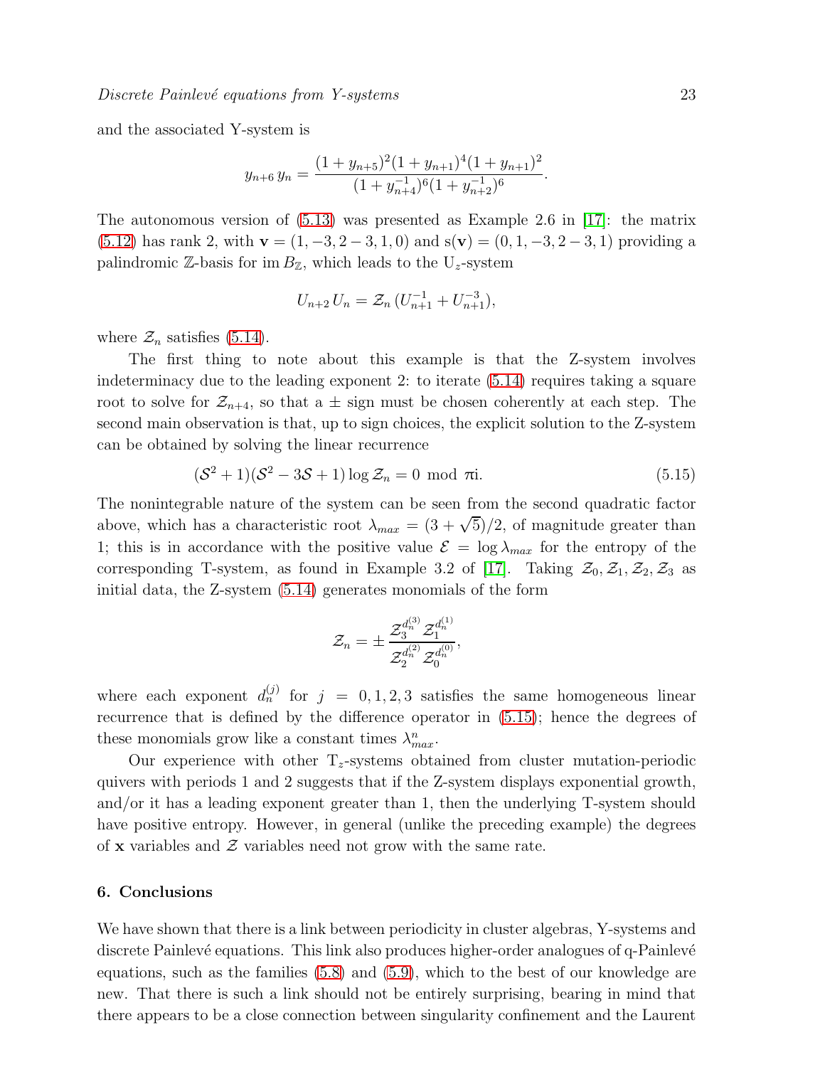and the associated Y-system is

$$y_{n+6}\, y_n = \frac{(1+y_{n+5})^2(1+y_{n+1})^4(1+y_{n+1})^2}{(1+y_{n+4}^{-1})^6(1+y_{n+2}^{-1})^6}.$$

The autonomous version of (5.13) was presented as Example 2.6 in [17]: the matrix (5.12) has rank 2, with $\mathbf{v} = (1, -3, 2-3, 1, 0)$ and $\mathrm{s}(\mathbf{v}) = (0, 1, -3, 2-3, 1)$ providing a palindromic $\mathbb{Z}$-basis for $\operatorname{im} B_{\mathbb{Z}}$, which leads to the $\mathrm{U}_z$-system

$$U_{n+2}\, U_n = \mathcal{Z}_n\, (U_{n+1}^{-1} + U_{n+1}^{-3}),$$

where $\mathcal{Z}_n$ satisfies (5.14).

The first thing to note about this example is that the Z-system involves indeterminacy due to the leading exponent 2: to iterate (5.14) requires taking a square root to solve for $\mathcal{Z}_{n+4}$, so that a $\pm$ sign must be chosen coherently at each step. The second main observation is that, up to sign choices, the explicit solution to the Z-system can be obtained by solving the linear recurrence

$$(\mathcal{S}^2+1)(\mathcal{S}^2-3\mathcal{S}+1)\log\mathcal{Z}_n = 0 \mod \pi \mathrm{i}. \tag{5.15}$$

The nonintegrable nature of the system can be seen from the second quadratic factor above, which has a characteristic root $\lambda_{max} = (3+\sqrt{5})/2$, of magnitude greater than 1; this is in accordance with the positive value $\mathcal{E} = \log \lambda_{max}$ for the entropy of the corresponding T-system, as found in Example 3.2 of [17]. Taking $\mathcal{Z}_0, \mathcal{Z}_1, \mathcal{Z}_2, \mathcal{Z}_3$ as initial data, the Z-system (5.14) generates monomials of the form

$$\mathcal{Z}_n = \pm \frac{\mathcal{Z}_3^{d_n^{(3)}}\, \mathcal{Z}_1^{d_n^{(1)}}}{\mathcal{Z}_2^{d_n^{(2)}}\, \mathcal{Z}_0^{d_n^{(0)}}},$$

where each exponent $d_n^{(j)}$ for $j = 0, 1, 2, 3$ satisfies the same homogeneous linear recurrence that is defined by the difference operator in (5.15); hence the degrees of these monomials grow like a constant times $\lambda_{max}^n$.

Our experience with other $\mathrm{T}_z$-systems obtained from cluster mutation-periodic quivers with periods 1 and 2 suggests that if the Z-system displays exponential growth, and/or it has a leading exponent greater than 1, then the underlying T-system should have positive entropy. However, in general (unlike the preceding example) the degrees of $\mathbf{x}$ variables and $\mathcal{Z}$ variables need not grow with the same rate.

## 6. Conclusions

We have shown that there is a link between periodicity in cluster algebras, Y-systems and discrete Painlevé equations. This link also produces higher-order analogues of q-Painlevé equations, such as the families (5.8) and (5.9), which to the best of our knowledge are new. That there is such a link should not be entirely surprising, bearing in mind that there appears to be a close connection between singularity confinement and the Laurent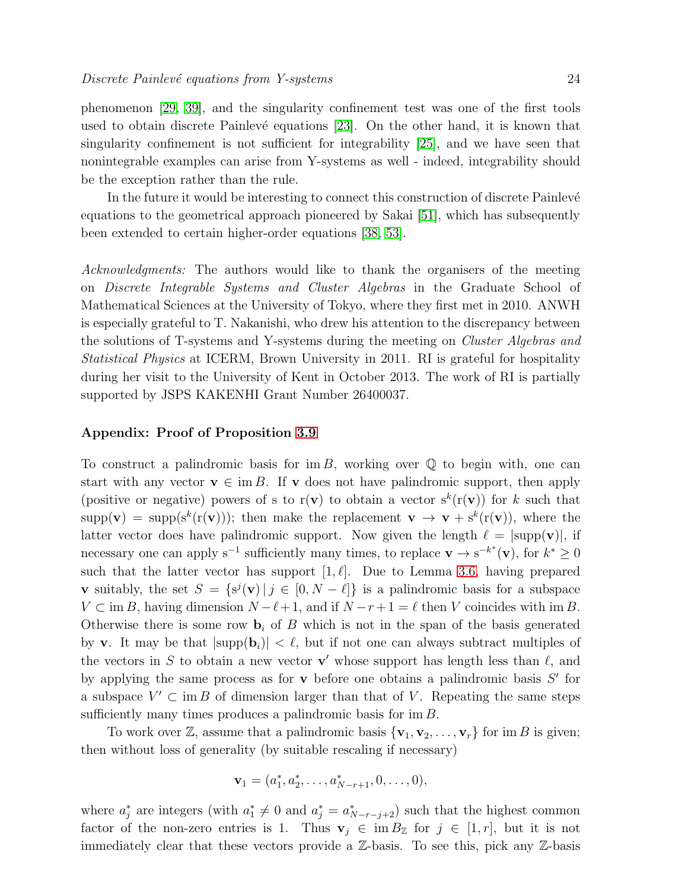phenomenon [29, 39], and the singularity confinement test was one of the first tools used to obtain discrete Painlevé equations [23]. On the other hand, it is known that singularity confinement is not sufficient for integrability [25], and we have seen that nonintegrable examples can arise from Y-systems as well - indeed, integrability should be the exception rather than the rule.

In the future it would be interesting to connect this construction of discrete Painlevé equations to the geometrical approach pioneered by Sakai [51], which has subsequently been extended to certain higher-order equations [38, 53].

*Acknowledgments:* The authors would like to thank the organisers of the meeting on *Discrete Integrable Systems and Cluster Algebras* in the Graduate School of Mathematical Sciences at the University of Tokyo, where they first met in 2010. ANWH is especially grateful to T. Nakanishi, who drew his attention to the discrepancy between the solutions of T-systems and Y-systems during the meeting on *Cluster Algebras and Statistical Physics* at ICERM, Brown University in 2011. RI is grateful for hospitality during her visit to the University of Kent in October 2013. The work of RI is partially supported by JSPS KAKENHI Grant Number 26400037.

### Appendix: Proof of Proposition 3.9

To construct a palindromic basis for $\mathrm{im}\, B$, working over $\mathbb{Q}$ to begin with, one can start with any vector $\mathbf{v} \in \mathrm{im}\, B$. If $\mathbf{v}$ does not have palindromic support, then apply (positive or negative) powers of $\mathrm{s}$ to $\mathrm{r}(\mathbf{v})$ to obtain a vector $\mathrm{s}^k(\mathrm{r}(\mathbf{v}))$ for $k$ such that $\mathrm{supp}(\mathbf{v}) = \mathrm{supp}(\mathrm{s}^k(\mathrm{r}(\mathbf{v})))$; then make the replacement $\mathbf{v} \to \mathbf{v} + \mathrm{s}^k(\mathrm{r}(\mathbf{v}))$, where the latter vector does have palindromic support. Now given the length $\ell = |\mathrm{supp}(\mathbf{v})|$, if necessary one can apply $\mathrm{s}^{-1}$ sufficiently many times, to replace $\mathbf{v} \to \mathrm{s}^{-k^*}(\mathbf{v})$, for $k^* \geq 0$ such that the latter vector has support $[1, \ell]$. Due to Lemma 3.6, having prepared $\mathbf{v}$ suitably, the set $S = \{\mathrm{s}^j(\mathbf{v}) \,|\, j \in [0, N-\ell]\}$ is a palindromic basis for a subspace $V \subset \mathrm{im}\, B$, having dimension $N - \ell + 1$, and if $N - r + 1 = \ell$ then $V$ coincides with $\mathrm{im}\, B$. Otherwise there is some row $\mathbf{b}_i$ of $B$ which is not in the span of the basis generated by $\mathbf{v}$. It may be that $|\mathrm{supp}(\mathbf{b}_i)| < \ell$, but if not one can always subtract multiples of the vectors in $S$ to obtain a new vector $\mathbf{v}'$ whose support has length less than $\ell$, and by applying the same process as for $\mathbf{v}$ before one obtains a palindromic basis $S'$ for a subspace $V' \subset \mathrm{im}\, B$ of dimension larger than that of $V$. Repeating the same steps sufficiently many times produces a palindromic basis for $\mathrm{im}\, B$.

To work over $\mathbb{Z}$, assume that a palindromic basis $\{\mathbf{v}_1, \mathbf{v}_2, \ldots, \mathbf{v}_r\}$ for $\mathrm{im}\, B$ is given; then without loss of generality (by suitable rescaling if necessary)

$$\mathbf{v}_1 = (a_1^*, a_2^*, \ldots, a_{N-r+1}^*, 0, \ldots, 0),$$

where $a_j^*$ are integers (with $a_1^* \neq 0$ and $a_j^* = a_{N-r-j+2}^*$) such that the highest common factor of the non-zero entries is 1. Thus $\mathbf{v}_j \in \mathrm{im}\, B_{\mathbb{Z}}$ for $j \in [1, r]$, but it is not immediately clear that these vectors provide a $\mathbb{Z}$-basis. To see this, pick any $\mathbb{Z}$-basis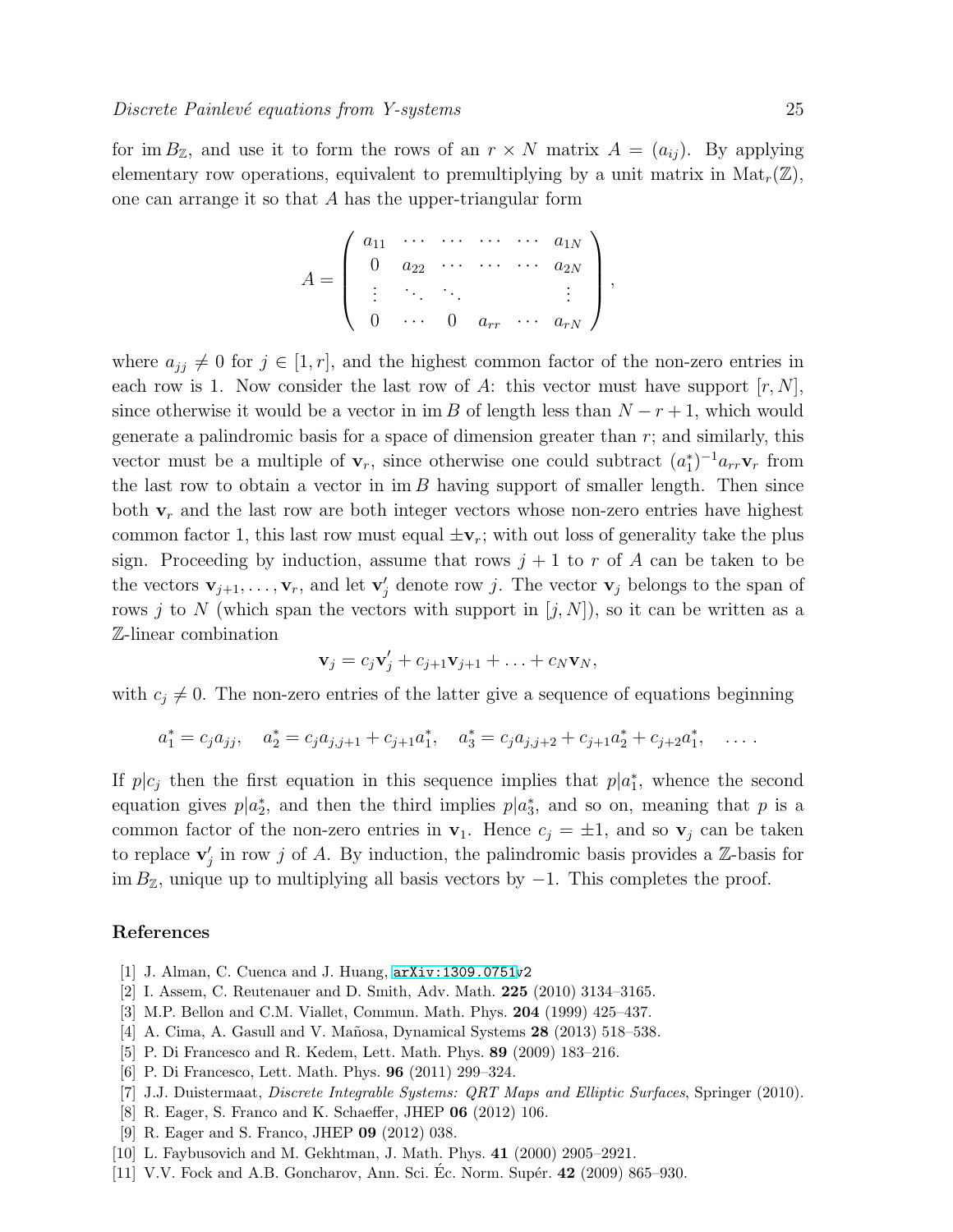for $\operatorname{im} B_{\mathbb{Z}}$, and use it to form the rows of an $r \times N$ matrix $A = (a_{ij})$. By applying elementary row operations, equivalent to premultiplying by a unit matrix in $\mathrm{Mat}_r(\mathbb{Z})$, one can arrange it so that $A$ has the upper-triangular form

$$
A = \begin{pmatrix} a_{11} & \cdots & \cdots & \cdots & \cdots & a_{1N} \\ 0 & a_{22} & \cdots & \cdots & \cdots & a_{2N} \\ \vdots & \ddots & \ddots & & & \vdots \\ 0 & \cdots & 0 & a_{rr} & \cdots & a_{rN} \end{pmatrix},
$$

where $a_{jj} \neq 0$ for $j \in [1, r]$, and the highest common factor of the non-zero entries in each row is 1. Now consider the last row of $A$: this vector must have support $[r, N]$, since otherwise it would be a vector in $\operatorname{im} B$ of length less than $N - r + 1$, which would generate a palindromic basis for a space of dimension greater than $r$; and similarly, this vector must be a multiple of $\mathbf{v}_r$, since otherwise one could subtract $(a_1^*)^{-1} a_{rr} \mathbf{v}_r$ from the last row to obtain a vector in $\operatorname{im} B$ having support of smaller length. Then since both $\mathbf{v}_r$ and the last row are both integer vectors whose non-zero entries have highest common factor 1, this last row must equal $\pm \mathbf{v}_r$; with out loss of generality take the plus sign. Proceeding by induction, assume that rows $j+1$ to $r$ of $A$ can be taken to be the vectors $\mathbf{v}_{j+1}, \ldots, \mathbf{v}_r$, and let $\mathbf{v}_j'$ denote row $j$. The vector $\mathbf{v}_j$ belongs to the span of rows $j$ to $N$ (which span the vectors with support in $[j, N]$), so it can be written as a $\mathbb{Z}$-linear combination

$$
\mathbf{v}_j = c_j \mathbf{v}_j' + c_{j+1} \mathbf{v}_{j+1} + \ldots + c_N \mathbf{v}_N,
$$

with $c_j \neq 0$. The non-zero entries of the latter give a sequence of equations beginning

$$
a_1^* = c_j a_{jj}, \quad a_2^* = c_j a_{j,j+1} + c_{j+1} a_1^*, \quad a_3^* = c_j a_{j,j+2} + c_{j+1} a_2^* + c_{j+2} a_1^*, \quad \ldots .
$$

If $p | c_j$ then the first equation in this sequence implies that $p | a_1^*$, whence the second equation gives $p | a_2^*$, and then the third implies $p | a_3^*$, and so on, meaning that $p$ is a common factor of the non-zero entries in $\mathbf{v}_1$. Hence $c_j = \pm 1$, and so $\mathbf{v}_j$ can be taken to replace $\mathbf{v}_j'$ in row $j$ of $A$. By induction, the palindromic basis provides a $\mathbb{Z}$-basis for $\operatorname{im} B_{\mathbb{Z}}$, unique up to multiplying all basis vectors by $-1$. This completes the proof.

## References

[1] J. Alman, C. Cuenca and J. Huang, arXiv:1309.0751v2

[2] I. Assem, C. Reutenauer and D. Smith, Adv. Math. **225** (2010) 3134–3165.

[3] M.P. Bellon and C.M. Viallet, Commun. Math. Phys. **204** (1999) 425–437.

[4] A. Cima, A. Gasull and V. Mañosa, Dynamical Systems **28** (2013) 518–538.

[5] P. Di Francesco and R. Kedem, Lett. Math. Phys. **89** (2009) 183–216.

[6] P. Di Francesco, Lett. Math. Phys. **96** (2011) 299–324.

[7] J.J. Duistermaat, *Discrete Integrable Systems: QRT Maps and Elliptic Surfaces*, Springer (2010).

[8] R. Eager, S. Franco and K. Schaeffer, JHEP **06** (2012) 106.

[9] R. Eager and S. Franco, JHEP **09** (2012) 038.

[10] L. Faybusovich and M. Gekhtman, J. Math. Phys. **41** (2000) 2905–2921.

[11] V.V. Fock and A.B. Goncharov, Ann. Sci. Éc. Norm. Supér. **42** (2009) 865–930.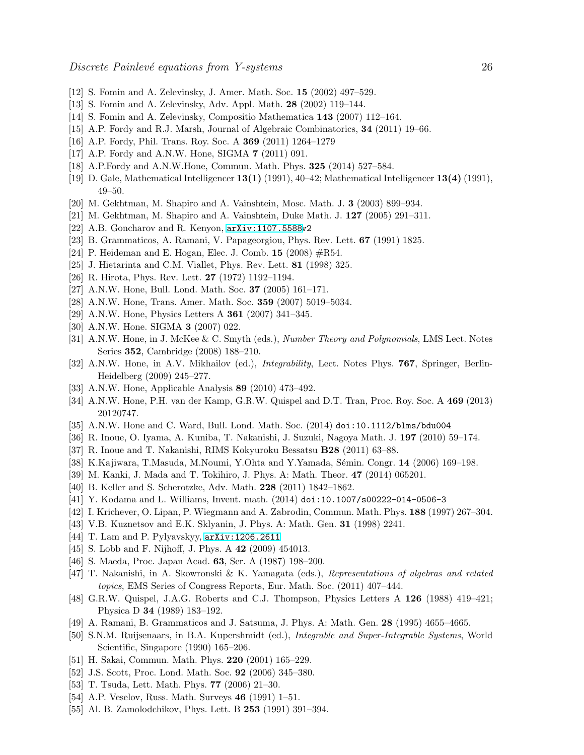- [12] S. Fomin and A. Zelevinsky, J. Amer. Math. Soc. **15** (2002) 497–529.
- [13] S. Fomin and A. Zelevinsky, Adv. Appl. Math. **28** (2002) 119–144.
- [14] S. Fomin and A. Zelevinsky, Compositio Mathematica **143** (2007) 112–164.
- [15] A.P. Fordy and R.J. Marsh, Journal of Algebraic Combinatorics, **34** (2011) 19–66.
- [16] A.P. Fordy, Phil. Trans. Roy. Soc. A **369** (2011) 1264–1279
- [17] A.P. Fordy and A.N.W. Hone, SIGMA **7** (2011) 091.
- [18] A.P.Fordy and A.N.W.Hone, Commun. Math. Phys. **325** (2014) 527–584.
- [19] D. Gale, Mathematical Intelligencer **13(1)** (1991), 40–42; Mathematical Intelligencer **13(4)** (1991), 49–50.
- [20] M. Gekhtman, M. Shapiro and A. Vainshtein, Mosc. Math. J. **3** (2003) 899–934.
- [21] M. Gekhtman, M. Shapiro and A. Vainshtein, Duke Math. J. **127** (2005) 291–311.
- [22] A.B. Goncharov and R. Kenyon, arXiv:1107.5588v2
- [23] B. Grammaticos, A. Ramani, V. Papageorgiou, Phys. Rev. Lett. **67** (1991) 1825.
- [24] P. Heideman and E. Hogan, Elec. J. Comb. **15** (2008) #R54.
- [25] J. Hietarinta and C.M. Viallet, Phys. Rev. Lett. **81** (1998) 325.
- [26] R. Hirota, Phys. Rev. Lett. **27** (1972) 1192–1194.
- [27] A.N.W. Hone, Bull. Lond. Math. Soc. **37** (2005) 161–171.
- [28] A.N.W. Hone, Trans. Amer. Math. Soc. **359** (2007) 5019–5034.
- [29] A.N.W. Hone, Physics Letters A **361** (2007) 341–345.
- [30] A.N.W. Hone. SIGMA **3** (2007) 022.
- [31] A.N.W. Hone, in J. McKee & C. Smyth (eds.), *Number Theory and Polynomials*, LMS Lect. Notes Series **352**, Cambridge (2008) 188–210.
- [32] A.N.W. Hone, in A.V. Mikhailov (ed.), *Integrability*, Lect. Notes Phys. **767**, Springer, Berlin-Heidelberg (2009) 245–277.
- [33] A.N.W. Hone, Applicable Analysis **89** (2010) 473–492.
- [34] A.N.W. Hone, P.H. van der Kamp, G.R.W. Quispel and D.T. Tran, Proc. Roy. Soc. A **469** (2013) 20120747.
- [35] A.N.W. Hone and C. Ward, Bull. Lond. Math. Soc. (2014) doi:10.1112/blms/bdu004
- [36] R. Inoue, O. Iyama, A. Kuniba, T. Nakanishi, J. Suzuki, Nagoya Math. J. **197** (2010) 59–174.
- [37] R. Inoue and T. Nakanishi, RIMS Kokyuroku Bessatsu **B28** (2011) 63–88.
- [38] K.Kajiwara, T.Masuda, M.Noumi, Y.Ohta and Y.Yamada, Sémin. Congr. **14** (2006) 169–198.
- [39] M. Kanki, J. Mada and T. Tokihiro, J. Phys. A: Math. Theor. **47** (2014) 065201.
- [40] B. Keller and S. Scherotzke, Adv. Math. **228** (2011) 1842–1862.
- [41] Y. Kodama and L. Williams, Invent. math. (2014) doi:10.1007/s00222-014-0506-3
- [42] I. Krichever, O. Lipan, P. Wiegmann and A. Zabrodin, Commun. Math. Phys. **188** (1997) 267–304.
- [43] V.B. Kuznetsov and E.K. Sklyanin, J. Phys. A: Math. Gen. **31** (1998) 2241.
- [44] T. Lam and P. Pylyavskyy, arXiv:1206.2611
- [45] S. Lobb and F. Nijhoff, J. Phys. A **42** (2009) 454013.
- [46] S. Maeda, Proc. Japan Acad. **63**, Ser. A (1987) 198–200.
- [47] T. Nakanishi, in A. Skowronski & K. Yamagata (eds.), *Representations of algebras and related topics*, EMS Series of Congress Reports, Eur. Math. Soc. (2011) 407–444.
- [48] G.R.W. Quispel, J.A.G. Roberts and C.J. Thompson, Physics Letters A **126** (1988) 419–421; Physica D **34** (1989) 183–192.
- [49] A. Ramani, B. Grammaticos and J. Satsuma, J. Phys. A: Math. Gen. **28** (1995) 4655–4665.
- [50] S.N.M. Ruijsenaars, in B.A. Kupershmidt (ed.), *Integrable and Super-Integrable Systems*, World Scientific, Singapore (1990) 165–206.
- [51] H. Sakai, Commun. Math. Phys. **220** (2001) 165–229.
- [52] J.S. Scott, Proc. Lond. Math. Soc. **92** (2006) 345–380.
- [53] T. Tsuda, Lett. Math. Phys. **77** (2006) 21–30.
- [54] A.P. Veselov, Russ. Math. Surveys **46** (1991) 1–51.
- [55] Al. B. Zamolodchikov, Phys. Lett. B **253** (1991) 391–394.